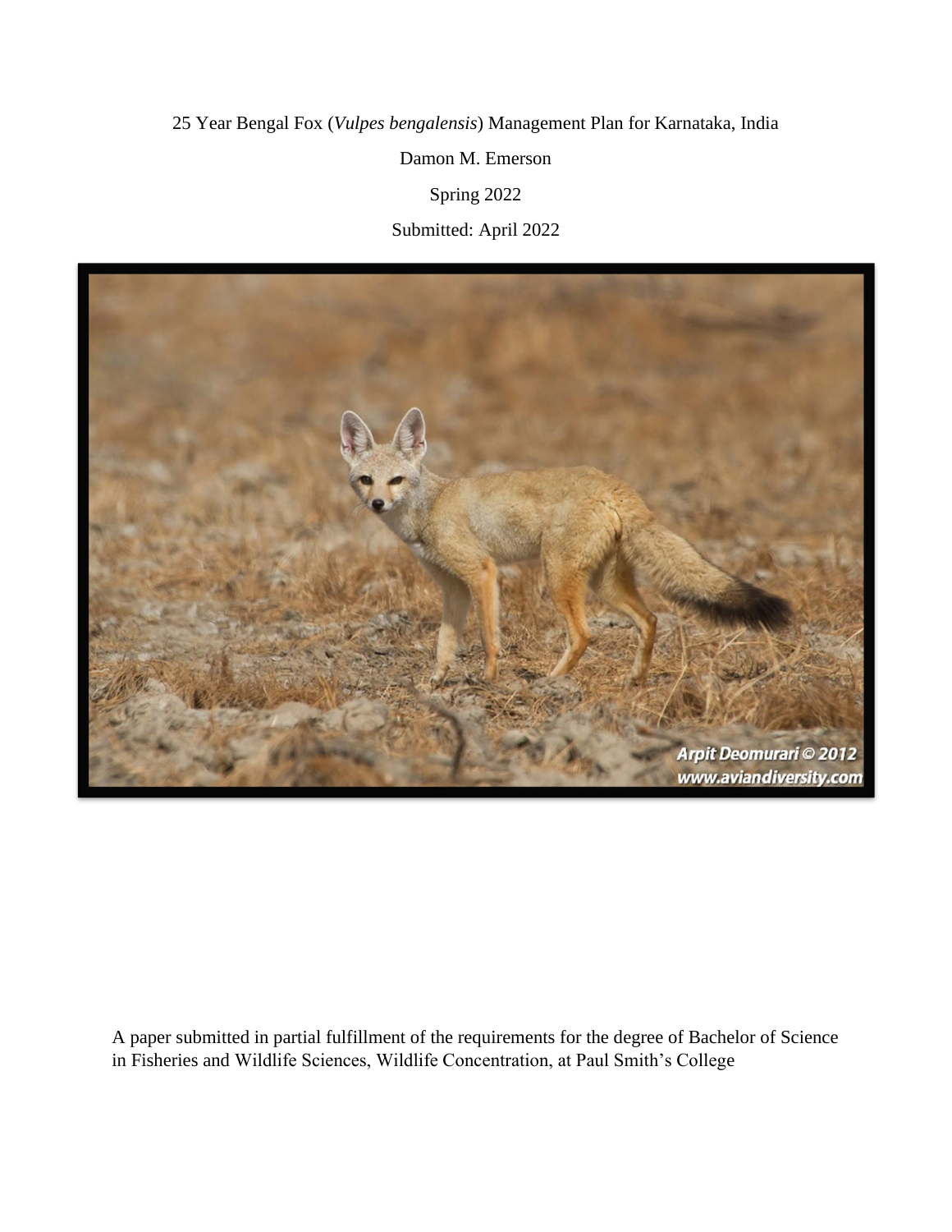25 Year Bengal Fox (*Vulpes bengalensis*) Management Plan for Karnataka, India

Damon M. Emerson

Spring 2022

Submitted: April 2022

A paper submitted in partial fulfillment of the requirements for the degree of Bachelor of Science in Fisheries and Wildlife Sciences, Wildlife Concentration, at Paul Smith's College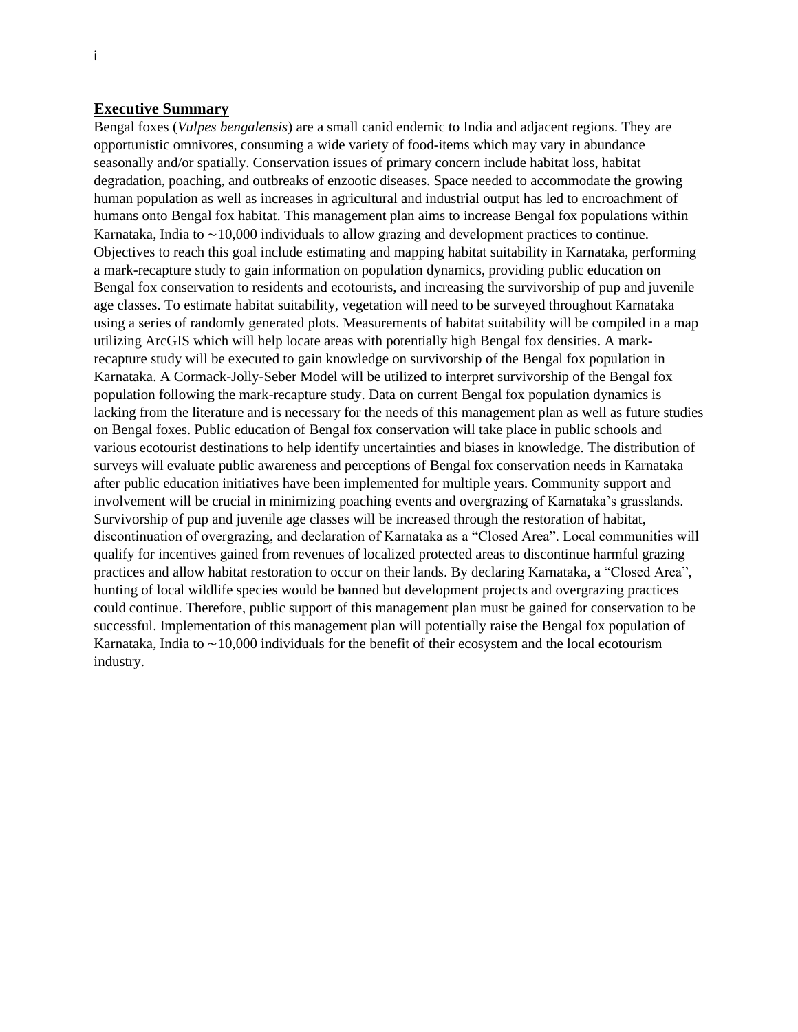## Executive Summary

Bengal foxes (*Vulpes bengalensis*) are a small canid endemic to India and adjacent regions. They are opportunistic omnivores, consuming a wide variety of food-items which may vary in abundance seasonally and/or spatially. Conservation issues of primary concern include habitat loss, habitat degradation, poaching, and outbreaks of enzootic diseases. Space needed to accommodate the growing human population as well as increases in agricultural and industrial output has led to encroachment of humans onto Bengal fox habitat. This management plan aims to increase Bengal fox populations within Karnataka, India to ∼10,000 individuals to allow grazing and development practices to continue. Objectives to reach this goal include estimating and mapping habitat suitability in Karnataka, performing a mark-recapture study to gain information on population dynamics, providing public education on Bengal fox conservation to residents and ecotourists, and increasing the survivorship of pup and juvenile age classes. To estimate habitat suitability, vegetation will need to be surveyed throughout Karnataka using a series of randomly generated plots. Measurements of habitat suitability will be compiled in a map utilizing ArcGIS which will help locate areas with potentially high Bengal fox densities. A mark-recapture study will be executed to gain knowledge on survivorship of the Bengal fox population in Karnataka. A Cormack-Jolly-Seber Model will be utilized to interpret survivorship of the Bengal fox population following the mark-recapture study. Data on current Bengal fox population dynamics is lacking from the literature and is necessary for the needs of this management plan as well as future studies on Bengal foxes. Public education of Bengal fox conservation will take place in public schools and various ecotourist destinations to help identify uncertainties and biases in knowledge. The distribution of surveys will evaluate public awareness and perceptions of Bengal fox conservation needs in Karnataka after public education initiatives have been implemented for multiple years. Community support and involvement will be crucial in minimizing poaching events and overgrazing of Karnataka's grasslands. Survivorship of pup and juvenile age classes will be increased through the restoration of habitat, discontinuation of overgrazing, and declaration of Karnataka as a "Closed Area". Local communities will qualify for incentives gained from revenues of localized protected areas to discontinue harmful grazing practices and allow habitat restoration to occur on their lands. By declaring Karnataka, a "Closed Area", hunting of local wildlife species would be banned but development projects and overgrazing practices could continue. Therefore, public support of this management plan must be gained for conservation to be successful. Implementation of this management plan will potentially raise the Bengal fox population of Karnataka, India to ∼10,000 individuals for the benefit of their ecosystem and the local ecotourism industry.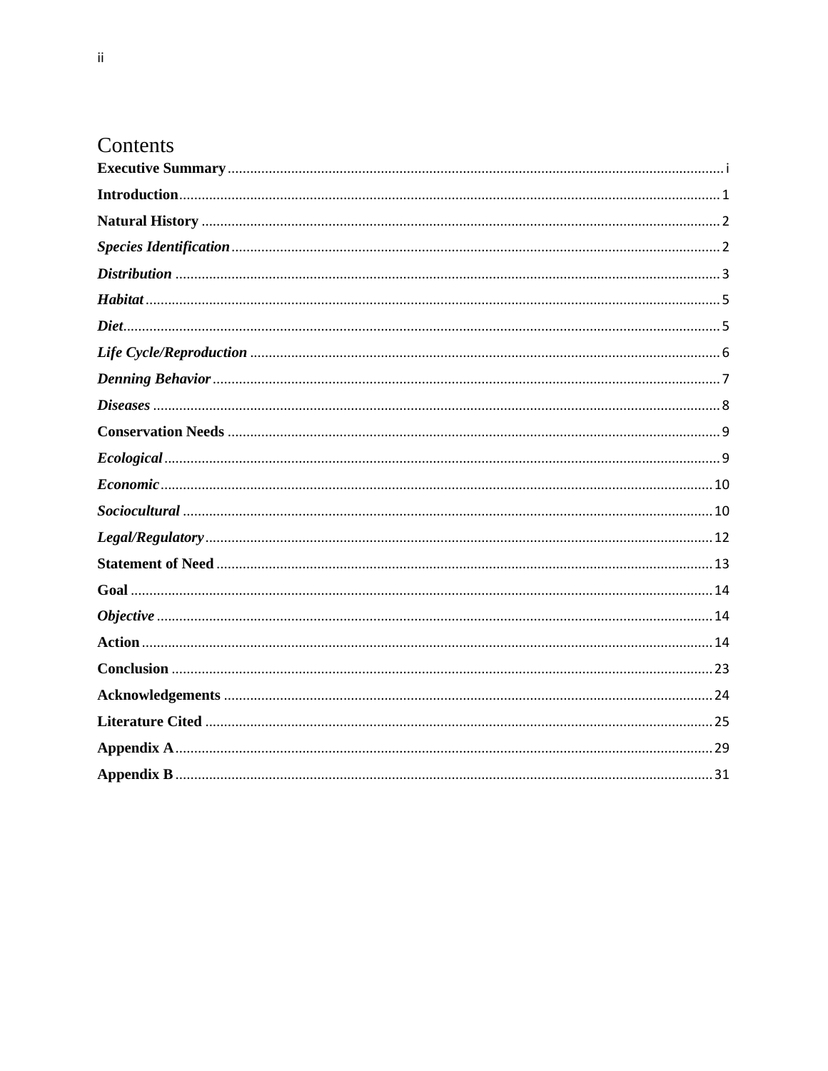# Contents

**Executive Summary** .......... i

**Introduction** .......... 1

**Natural History** .......... 2

***Species Identification*** .......... 2

***Distribution*** .......... 3

***Habitat*** .......... 5

***Diet*** .......... 5

***Life Cycle/Reproduction*** .......... 6

***Denning Behavior*** .......... 7

***Diseases*** .......... 8

**Conservation Needs** .......... 9

***Ecological*** .......... 9

***Economic*** .......... 10

***Sociocultural*** .......... 10

***Legal/Regulatory*** .......... 12

**Statement of Need** .......... 13

**Goal** .......... 14

***Objective*** .......... 14

**Action** .......... 14

**Conclusion** .......... 23

**Acknowledgements** .......... 24

**Literature Cited** .......... 25

**Appendix A** .......... 29

**Appendix B** .......... 31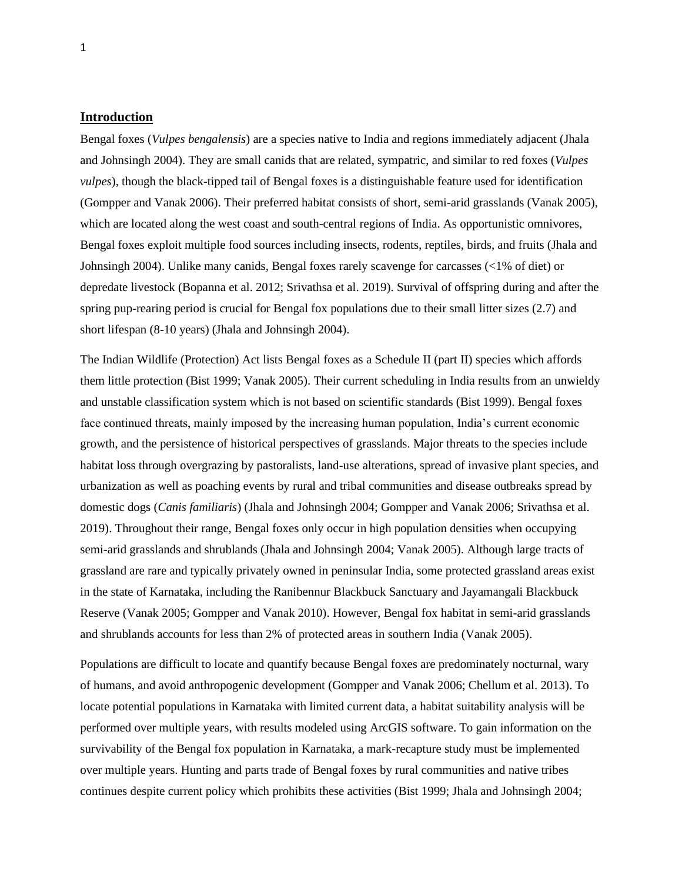## **Introduction**

Bengal foxes (*Vulpes bengalensis*) are a species native to India and regions immediately adjacent (Jhala and Johnsingh 2004). They are small canids that are related, sympatric, and similar to red foxes (*Vulpes vulpes*), though the black-tipped tail of Bengal foxes is a distinguishable feature used for identification (Gompper and Vanak 2006). Their preferred habitat consists of short, semi-arid grasslands (Vanak 2005), which are located along the west coast and south-central regions of India. As opportunistic omnivores, Bengal foxes exploit multiple food sources including insects, rodents, reptiles, birds, and fruits (Jhala and Johnsingh 2004). Unlike many canids, Bengal foxes rarely scavenge for carcasses (<1% of diet) or depredate livestock (Bopanna et al. 2012; Srivathsa et al. 2019). Survival of offspring during and after the spring pup-rearing period is crucial for Bengal fox populations due to their small litter sizes (2.7) and short lifespan (8-10 years) (Jhala and Johnsingh 2004).

The Indian Wildlife (Protection) Act lists Bengal foxes as a Schedule II (part II) species which affords them little protection (Bist 1999; Vanak 2005). Their current scheduling in India results from an unwieldy and unstable classification system which is not based on scientific standards (Bist 1999). Bengal foxes face continued threats, mainly imposed by the increasing human population, India's current economic growth, and the persistence of historical perspectives of grasslands. Major threats to the species include habitat loss through overgrazing by pastoralists, land-use alterations, spread of invasive plant species, and urbanization as well as poaching events by rural and tribal communities and disease outbreaks spread by domestic dogs (*Canis familiaris*) (Jhala and Johnsingh 2004; Gompper and Vanak 2006; Srivathsa et al. 2019). Throughout their range, Bengal foxes only occur in high population densities when occupying semi-arid grasslands and shrublands (Jhala and Johnsingh 2004; Vanak 2005). Although large tracts of grassland are rare and typically privately owned in peninsular India, some protected grassland areas exist in the state of Karnataka, including the Ranibennur Blackbuck Sanctuary and Jayamangali Blackbuck Reserve (Vanak 2005; Gompper and Vanak 2010). However, Bengal fox habitat in semi-arid grasslands and shrublands accounts for less than 2% of protected areas in southern India (Vanak 2005).

Populations are difficult to locate and quantify because Bengal foxes are predominately nocturnal, wary of humans, and avoid anthropogenic development (Gompper and Vanak 2006; Chellum et al. 2013). To locate potential populations in Karnataka with limited current data, a habitat suitability analysis will be performed over multiple years, with results modeled using ArcGIS software. To gain information on the survivability of the Bengal fox population in Karnataka, a mark-recapture study must be implemented over multiple years. Hunting and parts trade of Bengal foxes by rural communities and native tribes continues despite current policy which prohibits these activities (Bist 1999; Jhala and Johnsingh 2004;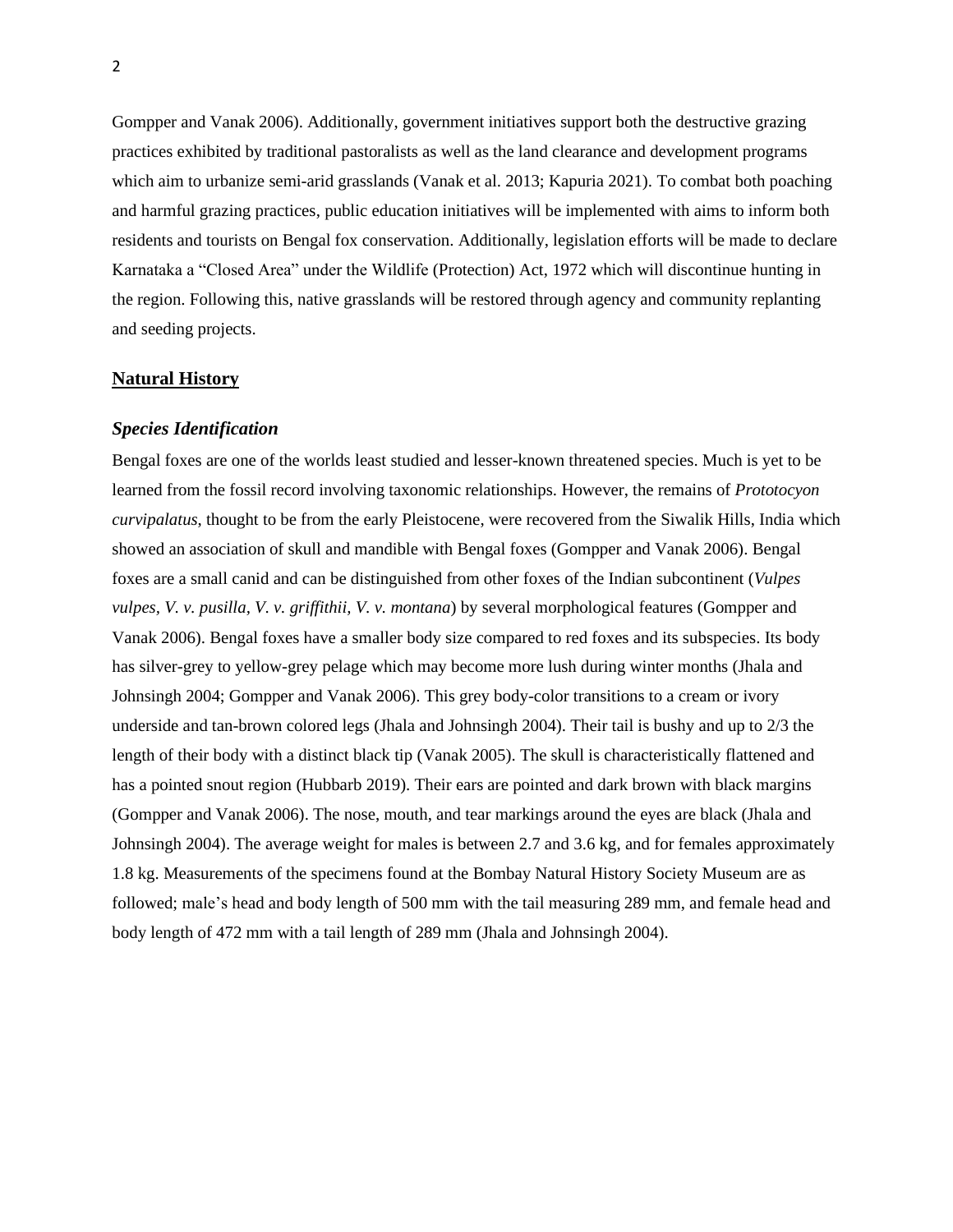Gompper and Vanak 2006). Additionally, government initiatives support both the destructive grazing practices exhibited by traditional pastoralists as well as the land clearance and development programs which aim to urbanize semi-arid grasslands (Vanak et al. 2013; Kapuria 2021). To combat both poaching and harmful grazing practices, public education initiatives will be implemented with aims to inform both residents and tourists on Bengal fox conservation. Additionally, legislation efforts will be made to declare Karnataka a "Closed Area" under the Wildlife (Protection) Act, 1972 which will discontinue hunting in the region. Following this, native grasslands will be restored through agency and community replanting and seeding projects.

## Natural History

### *Species Identification*

Bengal foxes are one of the worlds least studied and lesser-known threatened species. Much is yet to be learned from the fossil record involving taxonomic relationships. However, the remains of *Prototocyon curvipalatus*, thought to be from the early Pleistocene, were recovered from the Siwalik Hills, India which showed an association of skull and mandible with Bengal foxes (Gompper and Vanak 2006). Bengal foxes are a small canid and can be distinguished from other foxes of the Indian subcontinent (*Vulpes vulpes, V. v. pusilla, V. v. griffithii, V. v. montana*) by several morphological features (Gompper and Vanak 2006). Bengal foxes have a smaller body size compared to red foxes and its subspecies. Its body has silver-grey to yellow-grey pelage which may become more lush during winter months (Jhala and Johnsingh 2004; Gompper and Vanak 2006). This grey body-color transitions to a cream or ivory underside and tan-brown colored legs (Jhala and Johnsingh 2004). Their tail is bushy and up to 2/3 the length of their body with a distinct black tip (Vanak 2005). The skull is characteristically flattened and has a pointed snout region (Hubbarb 2019). Their ears are pointed and dark brown with black margins (Gompper and Vanak 2006). The nose, mouth, and tear markings around the eyes are black (Jhala and Johnsingh 2004). The average weight for males is between 2.7 and 3.6 kg, and for females approximately 1.8 kg. Measurements of the specimens found at the Bombay Natural History Society Museum are as followed; male's head and body length of 500 mm with the tail measuring 289 mm, and female head and body length of 472 mm with a tail length of 289 mm (Jhala and Johnsingh 2004).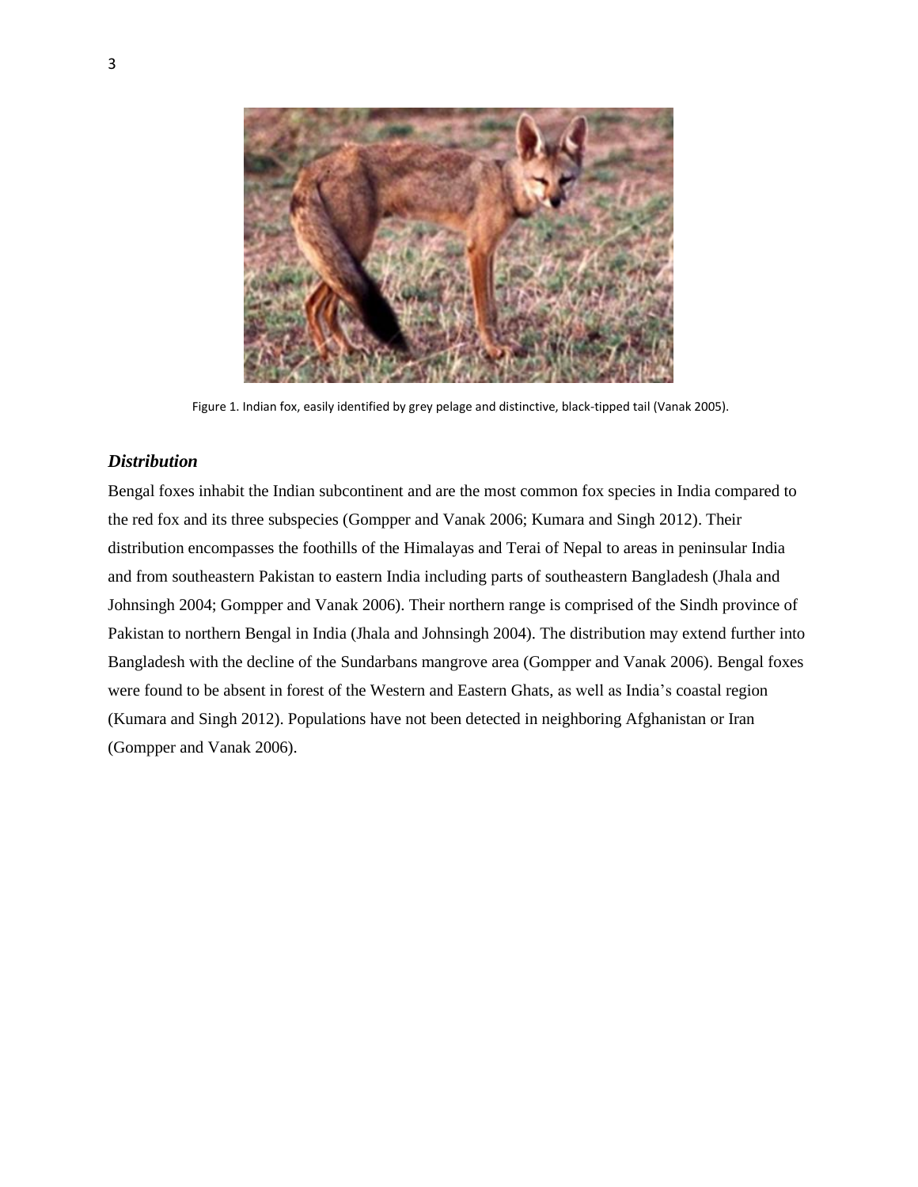Figure 1. Indian fox, easily identified by grey pelage and distinctive, black-tipped tail (Vanak 2005).

### *Distribution*

Bengal foxes inhabit the Indian subcontinent and are the most common fox species in India compared to the red fox and its three subspecies (Gompper and Vanak 2006; Kumara and Singh 2012). Their distribution encompasses the foothills of the Himalayas and Terai of Nepal to areas in peninsular India and from southeastern Pakistan to eastern India including parts of southeastern Bangladesh (Jhala and Johnsingh 2004; Gompper and Vanak 2006). Their northern range is comprised of the Sindh province of Pakistan to northern Bengal in India (Jhala and Johnsingh 2004). The distribution may extend further into Bangladesh with the decline of the Sundarbans mangrove area (Gompper and Vanak 2006). Bengal foxes were found to be absent in forest of the Western and Eastern Ghats, as well as India's coastal region (Kumara and Singh 2012). Populations have not been detected in neighboring Afghanistan or Iran (Gompper and Vanak 2006).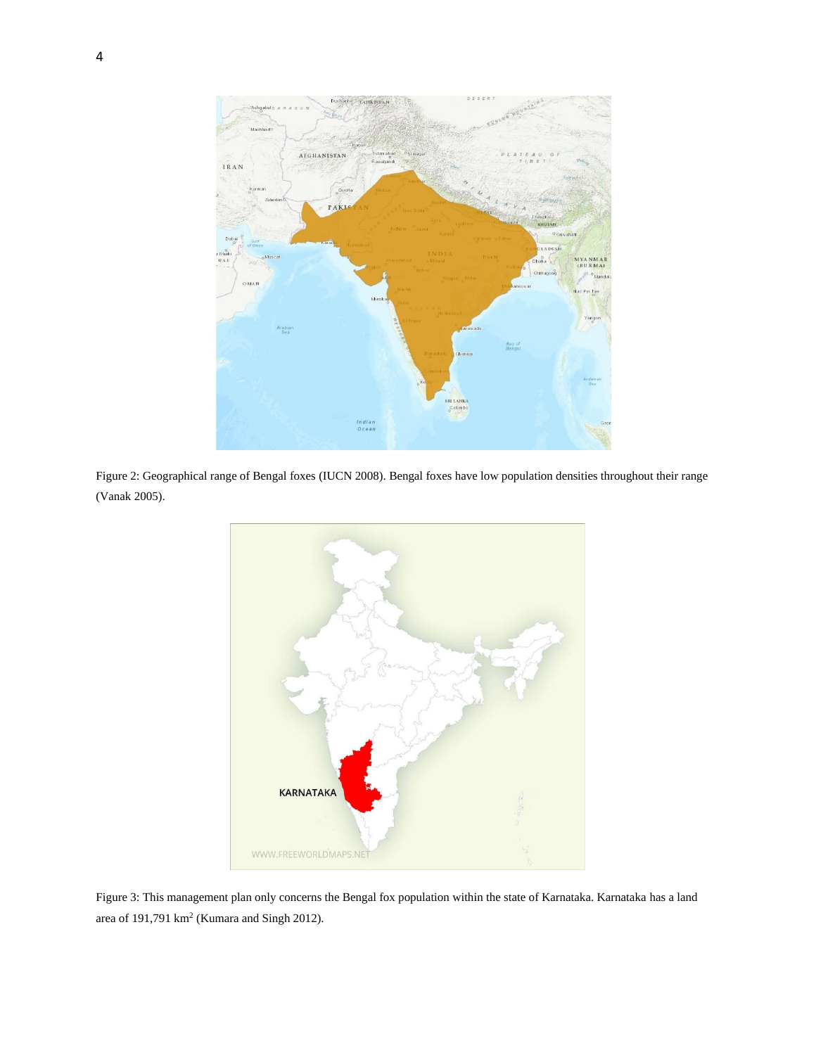Figure 2: Geographical range of Bengal foxes (IUCN 2008). Bengal foxes have low population densities throughout their range (Vanak 2005).

Figure 3: This management plan only concerns the Bengal fox population within the state of Karnataka. Karnataka has a land area of 191,791 km$^2$ (Kumara and Singh 2012).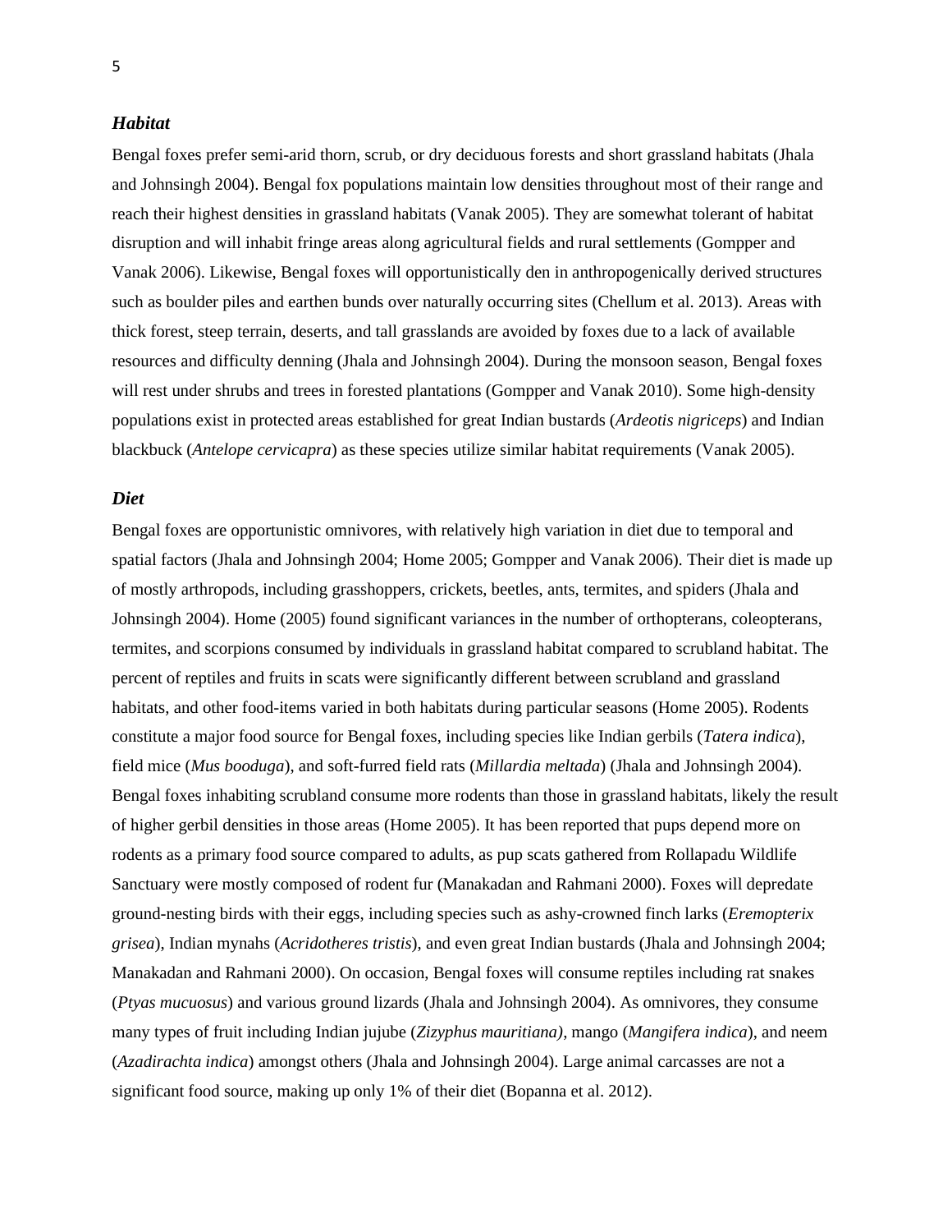### ***Habitat***

Bengal foxes prefer semi-arid thorn, scrub, or dry deciduous forests and short grassland habitats (Jhala and Johnsingh 2004). Bengal fox populations maintain low densities throughout most of their range and reach their highest densities in grassland habitats (Vanak 2005). They are somewhat tolerant of habitat disruption and will inhabit fringe areas along agricultural fields and rural settlements (Gompper and Vanak 2006). Likewise, Bengal foxes will opportunistically den in anthropogenically derived structures such as boulder piles and earthen bunds over naturally occurring sites (Chellum et al. 2013). Areas with thick forest, steep terrain, deserts, and tall grasslands are avoided by foxes due to a lack of available resources and difficulty denning (Jhala and Johnsingh 2004). During the monsoon season, Bengal foxes will rest under shrubs and trees in forested plantations (Gompper and Vanak 2010). Some high-density populations exist in protected areas established for great Indian bustards (*Ardeotis nigriceps*) and Indian blackbuck (*Antelope cervicapra*) as these species utilize similar habitat requirements (Vanak 2005).

### ***Diet***

Bengal foxes are opportunistic omnivores, with relatively high variation in diet due to temporal and spatial factors (Jhala and Johnsingh 2004; Home 2005; Gompper and Vanak 2006). Their diet is made up of mostly arthropods, including grasshoppers, crickets, beetles, ants, termites, and spiders (Jhala and Johnsingh 2004). Home (2005) found significant variances in the number of orthopterans, coleopterans, termites, and scorpions consumed by individuals in grassland habitat compared to scrubland habitat. The percent of reptiles and fruits in scats were significantly different between scrubland and grassland habitats, and other food-items varied in both habitats during particular seasons (Home 2005). Rodents constitute a major food source for Bengal foxes, including species like Indian gerbils (*Tatera indica*), field mice (*Mus booduga*), and soft-furred field rats (*Millardia meltada*) (Jhala and Johnsingh 2004). Bengal foxes inhabiting scrubland consume more rodents than those in grassland habitats, likely the result of higher gerbil densities in those areas (Home 2005). It has been reported that pups depend more on rodents as a primary food source compared to adults, as pup scats gathered from Rollapadu Wildlife Sanctuary were mostly composed of rodent fur (Manakadan and Rahmani 2000). Foxes will depredate ground-nesting birds with their eggs, including species such as ashy-crowned finch larks (*Eremopterix grisea*), Indian mynahs (*Acridotheres tristis*), and even great Indian bustards (Jhala and Johnsingh 2004; Manakadan and Rahmani 2000). On occasion, Bengal foxes will consume reptiles including rat snakes (*Ptyas mucuosus*) and various ground lizards (Jhala and Johnsingh 2004). As omnivores, they consume many types of fruit including Indian jujube (*Zizyphus mauritiana)*, mango (*Mangifera indica*), and neem (*Azadirachta indica*) amongst others (Jhala and Johnsingh 2004). Large animal carcasses are not a significant food source, making up only 1% of their diet (Bopanna et al. 2012).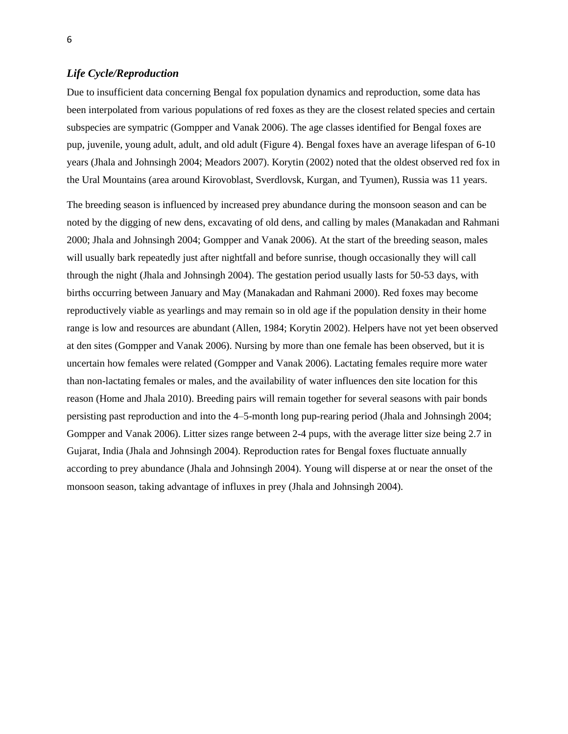### *Life Cycle/Reproduction*

Due to insufficient data concerning Bengal fox population dynamics and reproduction, some data has been interpolated from various populations of red foxes as they are the closest related species and certain subspecies are sympatric (Gompper and Vanak 2006). The age classes identified for Bengal foxes are pup, juvenile, young adult, adult, and old adult (Figure 4). Bengal foxes have an average lifespan of 6-10 years (Jhala and Johnsingh 2004; Meadors 2007). Korytin (2002) noted that the oldest observed red fox in the Ural Mountains (area around Kirovoblast, Sverdlovsk, Kurgan, and Tyumen), Russia was 11 years.

The breeding season is influenced by increased prey abundance during the monsoon season and can be noted by the digging of new dens, excavating of old dens, and calling by males (Manakadan and Rahmani 2000; Jhala and Johnsingh 2004; Gompper and Vanak 2006). At the start of the breeding season, males will usually bark repeatedly just after nightfall and before sunrise, though occasionally they will call through the night (Jhala and Johnsingh 2004). The gestation period usually lasts for 50-53 days, with births occurring between January and May (Manakadan and Rahmani 2000). Red foxes may become reproductively viable as yearlings and may remain so in old age if the population density in their home range is low and resources are abundant (Allen, 1984; Korytin 2002). Helpers have not yet been observed at den sites (Gompper and Vanak 2006). Nursing by more than one female has been observed, but it is uncertain how females were related (Gompper and Vanak 2006). Lactating females require more water than non-lactating females or males, and the availability of water influences den site location for this reason (Home and Jhala 2010). Breeding pairs will remain together for several seasons with pair bonds persisting past reproduction and into the 4–5-month long pup-rearing period (Jhala and Johnsingh 2004; Gompper and Vanak 2006). Litter sizes range between 2-4 pups, with the average litter size being 2.7 in Gujarat, India (Jhala and Johnsingh 2004). Reproduction rates for Bengal foxes fluctuate annually according to prey abundance (Jhala and Johnsingh 2004). Young will disperse at or near the onset of the monsoon season, taking advantage of influxes in prey (Jhala and Johnsingh 2004).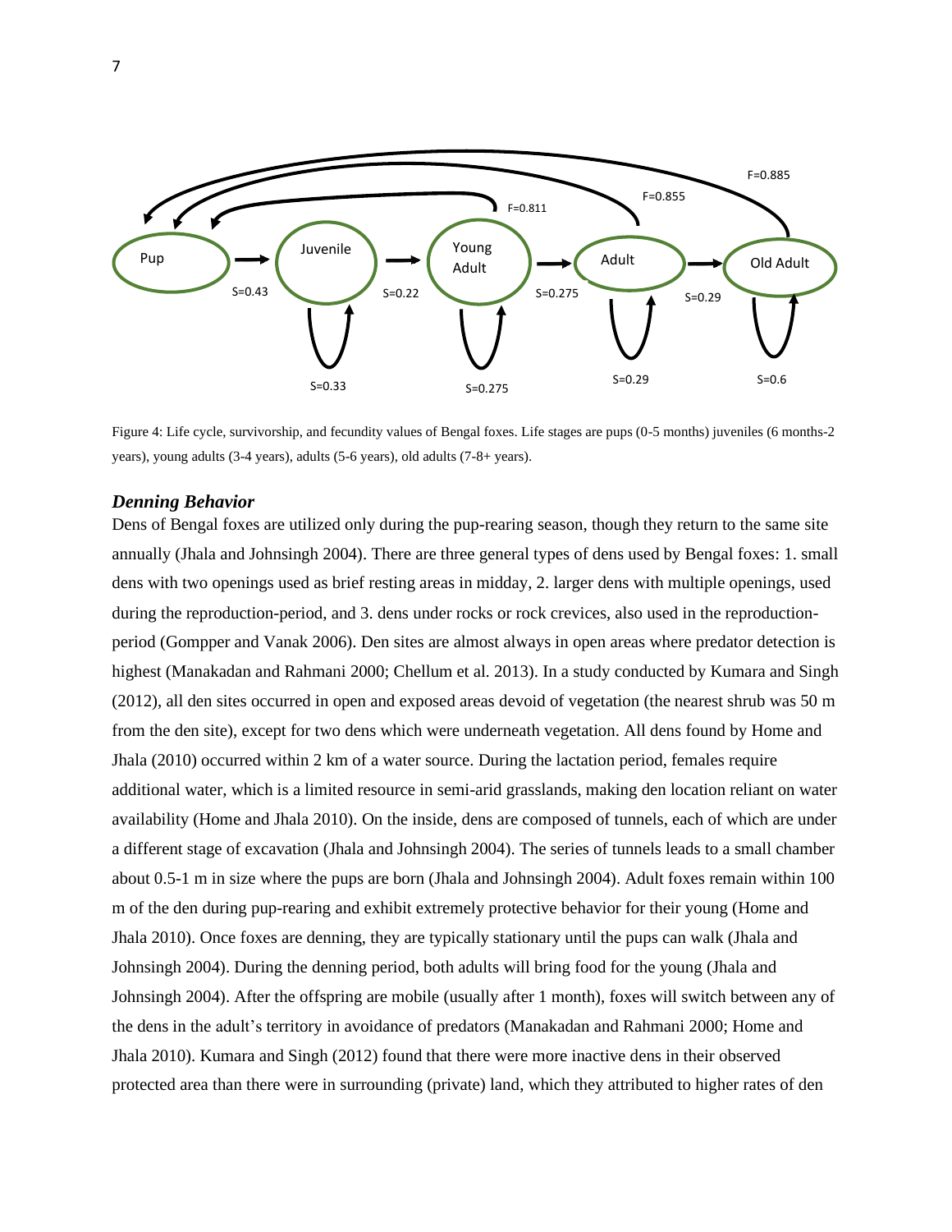Figure 4: Life cycle, survivorship, and fecundity values of Bengal foxes. Life stages are pups (0-5 months) juveniles (6 months-2 years), young adults (3-4 years), adults (5-6 years), old adults (7-8+ years).

### *Denning Behavior*

Dens of Bengal foxes are utilized only during the pup-rearing season, though they return to the same site annually (Jhala and Johnsingh 2004). There are three general types of dens used by Bengal foxes: 1. small dens with two openings used as brief resting areas in midday, 2. larger dens with multiple openings, used during the reproduction-period, and 3. dens under rocks or rock crevices, also used in the reproduction-period (Gompper and Vanak 2006). Den sites are almost always in open areas where predator detection is highest (Manakadan and Rahmani 2000; Chellum et al. 2013). In a study conducted by Kumara and Singh (2012), all den sites occurred in open and exposed areas devoid of vegetation (the nearest shrub was 50 m from the den site), except for two dens which were underneath vegetation. All dens found by Home and Jhala (2010) occurred within 2 km of a water source. During the lactation period, females require additional water, which is a limited resource in semi-arid grasslands, making den location reliant on water availability (Home and Jhala 2010). On the inside, dens are composed of tunnels, each of which are under a different stage of excavation (Jhala and Johnsingh 2004). The series of tunnels leads to a small chamber about 0.5-1 m in size where the pups are born (Jhala and Johnsingh 2004). Adult foxes remain within 100 m of the den during pup-rearing and exhibit extremely protective behavior for their young (Home and Jhala 2010). Once foxes are denning, they are typically stationary until the pups can walk (Jhala and Johnsingh 2004). During the denning period, both adults will bring food for the young (Jhala and Johnsingh 2004). After the offspring are mobile (usually after 1 month), foxes will switch between any of the dens in the adult's territory in avoidance of predators (Manakadan and Rahmani 2000; Home and Jhala 2010). Kumara and Singh (2012) found that there were more inactive dens in their observed protected area than there were in surrounding (private) land, which they attributed to higher rates of den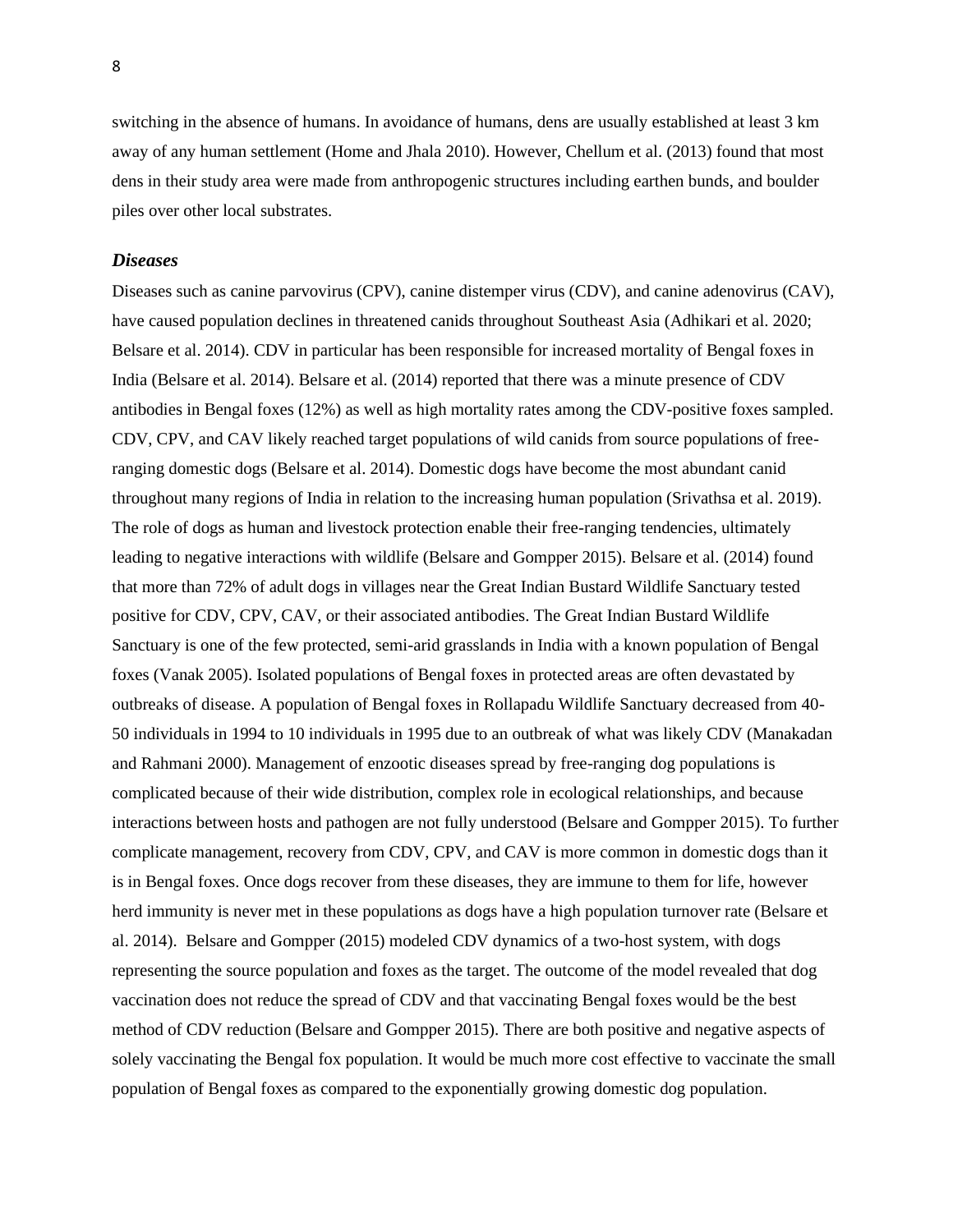switching in the absence of humans. In avoidance of humans, dens are usually established at least 3 km away of any human settlement (Home and Jhala 2010). However, Chellum et al. (2013) found that most dens in their study area were made from anthropogenic structures including earthen bunds, and boulder piles over other local substrates.

### *Diseases*

Diseases such as canine parvovirus (CPV), canine distemper virus (CDV), and canine adenovirus (CAV), have caused population declines in threatened canids throughout Southeast Asia (Adhikari et al. 2020; Belsare et al. 2014). CDV in particular has been responsible for increased mortality of Bengal foxes in India (Belsare et al. 2014). Belsare et al. (2014) reported that there was a minute presence of CDV antibodies in Bengal foxes (12%) as well as high mortality rates among the CDV-positive foxes sampled. CDV, CPV, and CAV likely reached target populations of wild canids from source populations of free-ranging domestic dogs (Belsare et al. 2014). Domestic dogs have become the most abundant canid throughout many regions of India in relation to the increasing human population (Srivathsa et al. 2019). The role of dogs as human and livestock protection enable their free-ranging tendencies, ultimately leading to negative interactions with wildlife (Belsare and Gompper 2015). Belsare et al. (2014) found that more than 72% of adult dogs in villages near the Great Indian Bustard Wildlife Sanctuary tested positive for CDV, CPV, CAV, or their associated antibodies. The Great Indian Bustard Wildlife Sanctuary is one of the few protected, semi-arid grasslands in India with a known population of Bengal foxes (Vanak 2005). Isolated populations of Bengal foxes in protected areas are often devastated by outbreaks of disease. A population of Bengal foxes in Rollapadu Wildlife Sanctuary decreased from 40-50 individuals in 1994 to 10 individuals in 1995 due to an outbreak of what was likely CDV (Manakadan and Rahmani 2000). Management of enzootic diseases spread by free-ranging dog populations is complicated because of their wide distribution, complex role in ecological relationships, and because interactions between hosts and pathogen are not fully understood (Belsare and Gompper 2015). To further complicate management, recovery from CDV, CPV, and CAV is more common in domestic dogs than it is in Bengal foxes. Once dogs recover from these diseases, they are immune to them for life, however herd immunity is never met in these populations as dogs have a high population turnover rate (Belsare et al. 2014). Belsare and Gompper (2015) modeled CDV dynamics of a two-host system, with dogs representing the source population and foxes as the target. The outcome of the model revealed that dog vaccination does not reduce the spread of CDV and that vaccinating Bengal foxes would be the best method of CDV reduction (Belsare and Gompper 2015). There are both positive and negative aspects of solely vaccinating the Bengal fox population. It would be much more cost effective to vaccinate the small population of Bengal foxes as compared to the exponentially growing domestic dog population.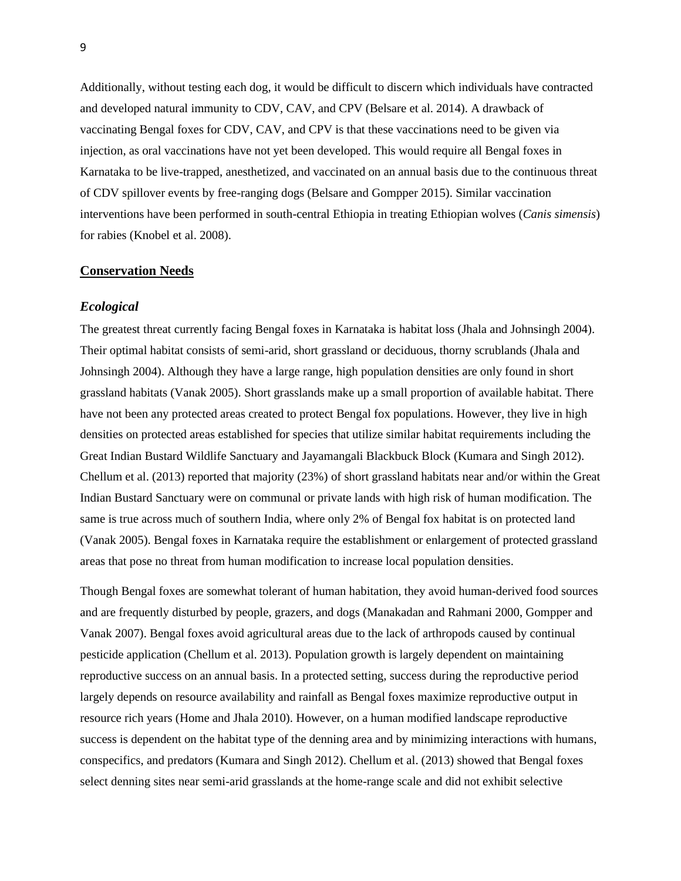Additionally, without testing each dog, it would be difficult to discern which individuals have contracted and developed natural immunity to CDV, CAV, and CPV (Belsare et al. 2014). A drawback of vaccinating Bengal foxes for CDV, CAV, and CPV is that these vaccinations need to be given via injection, as oral vaccinations have not yet been developed. This would require all Bengal foxes in Karnataka to be live-trapped, anesthetized, and vaccinated on an annual basis due to the continuous threat of CDV spillover events by free-ranging dogs (Belsare and Gompper 2015). Similar vaccination interventions have been performed in south-central Ethiopia in treating Ethiopian wolves (*Canis simensis*) for rabies (Knobel et al. 2008).

## Conservation Needs

### *Ecological*

The greatest threat currently facing Bengal foxes in Karnataka is habitat loss (Jhala and Johnsingh 2004). Their optimal habitat consists of semi-arid, short grassland or deciduous, thorny scrublands (Jhala and Johnsingh 2004). Although they have a large range, high population densities are only found in short grassland habitats (Vanak 2005). Short grasslands make up a small proportion of available habitat. There have not been any protected areas created to protect Bengal fox populations. However, they live in high densities on protected areas established for species that utilize similar habitat requirements including the Great Indian Bustard Wildlife Sanctuary and Jayamangali Blackbuck Block (Kumara and Singh 2012). Chellum et al. (2013) reported that majority (23%) of short grassland habitats near and/or within the Great Indian Bustard Sanctuary were on communal or private lands with high risk of human modification. The same is true across much of southern India, where only 2% of Bengal fox habitat is on protected land (Vanak 2005). Bengal foxes in Karnataka require the establishment or enlargement of protected grassland areas that pose no threat from human modification to increase local population densities.

Though Bengal foxes are somewhat tolerant of human habitation, they avoid human-derived food sources and are frequently disturbed by people, grazers, and dogs (Manakadan and Rahmani 2000, Gompper and Vanak 2007). Bengal foxes avoid agricultural areas due to the lack of arthropods caused by continual pesticide application (Chellum et al. 2013). Population growth is largely dependent on maintaining reproductive success on an annual basis. In a protected setting, success during the reproductive period largely depends on resource availability and rainfall as Bengal foxes maximize reproductive output in resource rich years (Home and Jhala 2010). However, on a human modified landscape reproductive success is dependent on the habitat type of the denning area and by minimizing interactions with humans, conspecifics, and predators (Kumara and Singh 2012). Chellum et al. (2013) showed that Bengal foxes select denning sites near semi-arid grasslands at the home-range scale and did not exhibit selective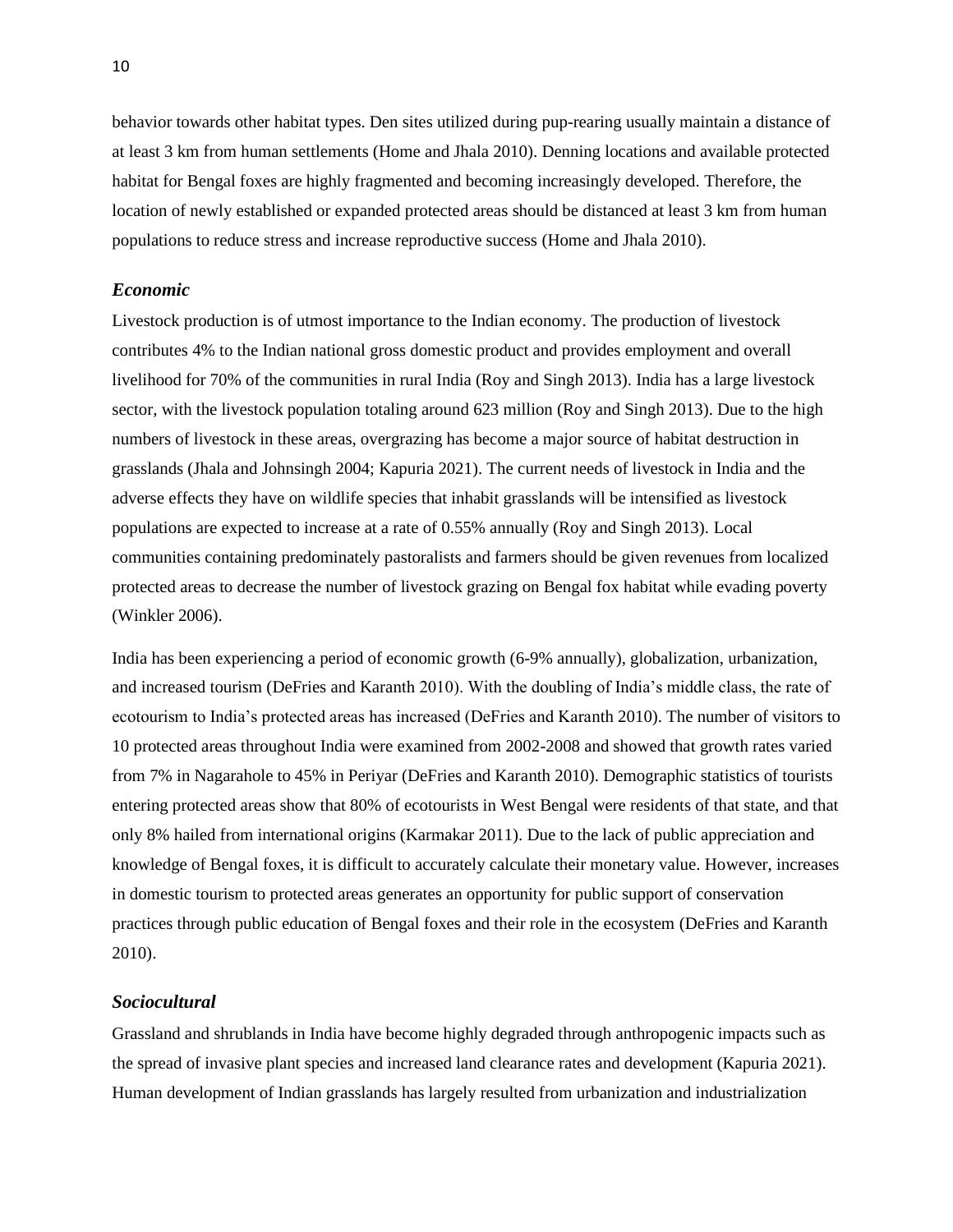behavior towards other habitat types. Den sites utilized during pup-rearing usually maintain a distance of at least 3 km from human settlements (Home and Jhala 2010). Denning locations and available protected habitat for Bengal foxes are highly fragmented and becoming increasingly developed. Therefore, the location of newly established or expanded protected areas should be distanced at least 3 km from human populations to reduce stress and increase reproductive success (Home and Jhala 2010).

### *Economic*

Livestock production is of utmost importance to the Indian economy. The production of livestock contributes 4% to the Indian national gross domestic product and provides employment and overall livelihood for 70% of the communities in rural India (Roy and Singh 2013). India has a large livestock sector, with the livestock population totaling around 623 million (Roy and Singh 2013). Due to the high numbers of livestock in these areas, overgrazing has become a major source of habitat destruction in grasslands (Jhala and Johnsingh 2004; Kapuria 2021). The current needs of livestock in India and the adverse effects they have on wildlife species that inhabit grasslands will be intensified as livestock populations are expected to increase at a rate of 0.55% annually (Roy and Singh 2013). Local communities containing predominately pastoralists and farmers should be given revenues from localized protected areas to decrease the number of livestock grazing on Bengal fox habitat while evading poverty (Winkler 2006).

India has been experiencing a period of economic growth (6-9% annually), globalization, urbanization, and increased tourism (DeFries and Karanth 2010). With the doubling of India's middle class, the rate of ecotourism to India's protected areas has increased (DeFries and Karanth 2010). The number of visitors to 10 protected areas throughout India were examined from 2002-2008 and showed that growth rates varied from 7% in Nagarahole to 45% in Periyar (DeFries and Karanth 2010). Demographic statistics of tourists entering protected areas show that 80% of ecotourists in West Bengal were residents of that state, and that only 8% hailed from international origins (Karmakar 2011). Due to the lack of public appreciation and knowledge of Bengal foxes, it is difficult to accurately calculate their monetary value. However, increases in domestic tourism to protected areas generates an opportunity for public support of conservation practices through public education of Bengal foxes and their role in the ecosystem (DeFries and Karanth 2010).

### *Sociocultural*

Grassland and shrublands in India have become highly degraded through anthropogenic impacts such as the spread of invasive plant species and increased land clearance rates and development (Kapuria 2021). Human development of Indian grasslands has largely resulted from urbanization and industrialization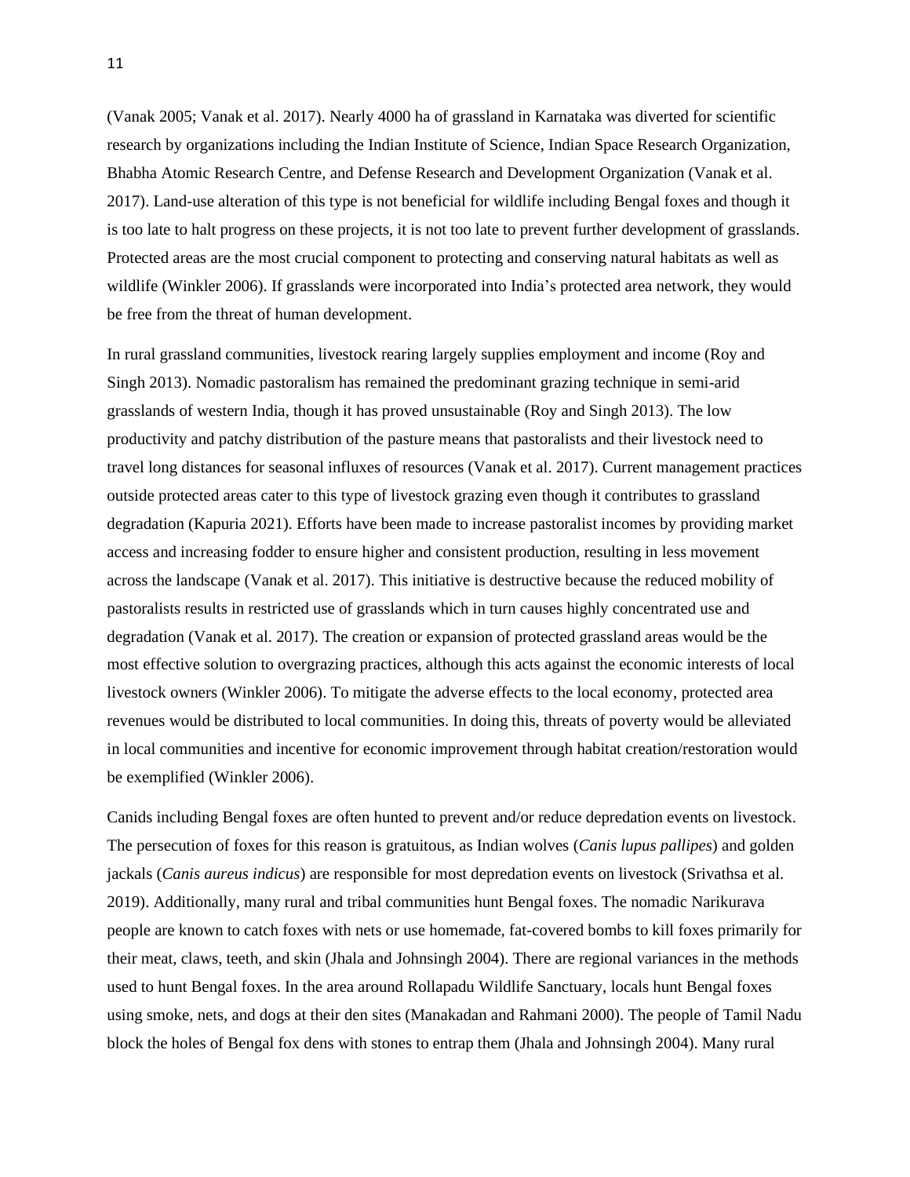(Vanak 2005; Vanak et al. 2017). Nearly 4000 ha of grassland in Karnataka was diverted for scientific research by organizations including the Indian Institute of Science, Indian Space Research Organization, Bhabha Atomic Research Centre, and Defense Research and Development Organization (Vanak et al. 2017). Land-use alteration of this type is not beneficial for wildlife including Bengal foxes and though it is too late to halt progress on these projects, it is not too late to prevent further development of grasslands. Protected areas are the most crucial component to protecting and conserving natural habitats as well as wildlife (Winkler 2006). If grasslands were incorporated into India's protected area network, they would be free from the threat of human development.

In rural grassland communities, livestock rearing largely supplies employment and income (Roy and Singh 2013). Nomadic pastoralism has remained the predominant grazing technique in semi-arid grasslands of western India, though it has proved unsustainable (Roy and Singh 2013). The low productivity and patchy distribution of the pasture means that pastoralists and their livestock need to travel long distances for seasonal influxes of resources (Vanak et al. 2017). Current management practices outside protected areas cater to this type of livestock grazing even though it contributes to grassland degradation (Kapuria 2021). Efforts have been made to increase pastoralist incomes by providing market access and increasing fodder to ensure higher and consistent production, resulting in less movement across the landscape (Vanak et al. 2017). This initiative is destructive because the reduced mobility of pastoralists results in restricted use of grasslands which in turn causes highly concentrated use and degradation (Vanak et al. 2017). The creation or expansion of protected grassland areas would be the most effective solution to overgrazing practices, although this acts against the economic interests of local livestock owners (Winkler 2006). To mitigate the adverse effects to the local economy, protected area revenues would be distributed to local communities. In doing this, threats of poverty would be alleviated in local communities and incentive for economic improvement through habitat creation/restoration would be exemplified (Winkler 2006).

Canids including Bengal foxes are often hunted to prevent and/or reduce depredation events on livestock. The persecution of foxes for this reason is gratuitous, as Indian wolves (*Canis lupus pallipes*) and golden jackals (*Canis aureus indicus*) are responsible for most depredation events on livestock (Srivathsa et al. 2019). Additionally, many rural and tribal communities hunt Bengal foxes. The nomadic Narikurava people are known to catch foxes with nets or use homemade, fat-covered bombs to kill foxes primarily for their meat, claws, teeth, and skin (Jhala and Johnsingh 2004). There are regional variances in the methods used to hunt Bengal foxes. In the area around Rollapadu Wildlife Sanctuary, locals hunt Bengal foxes using smoke, nets, and dogs at their den sites (Manakadan and Rahmani 2000). The people of Tamil Nadu block the holes of Bengal fox dens with stones to entrap them (Jhala and Johnsingh 2004). Many rural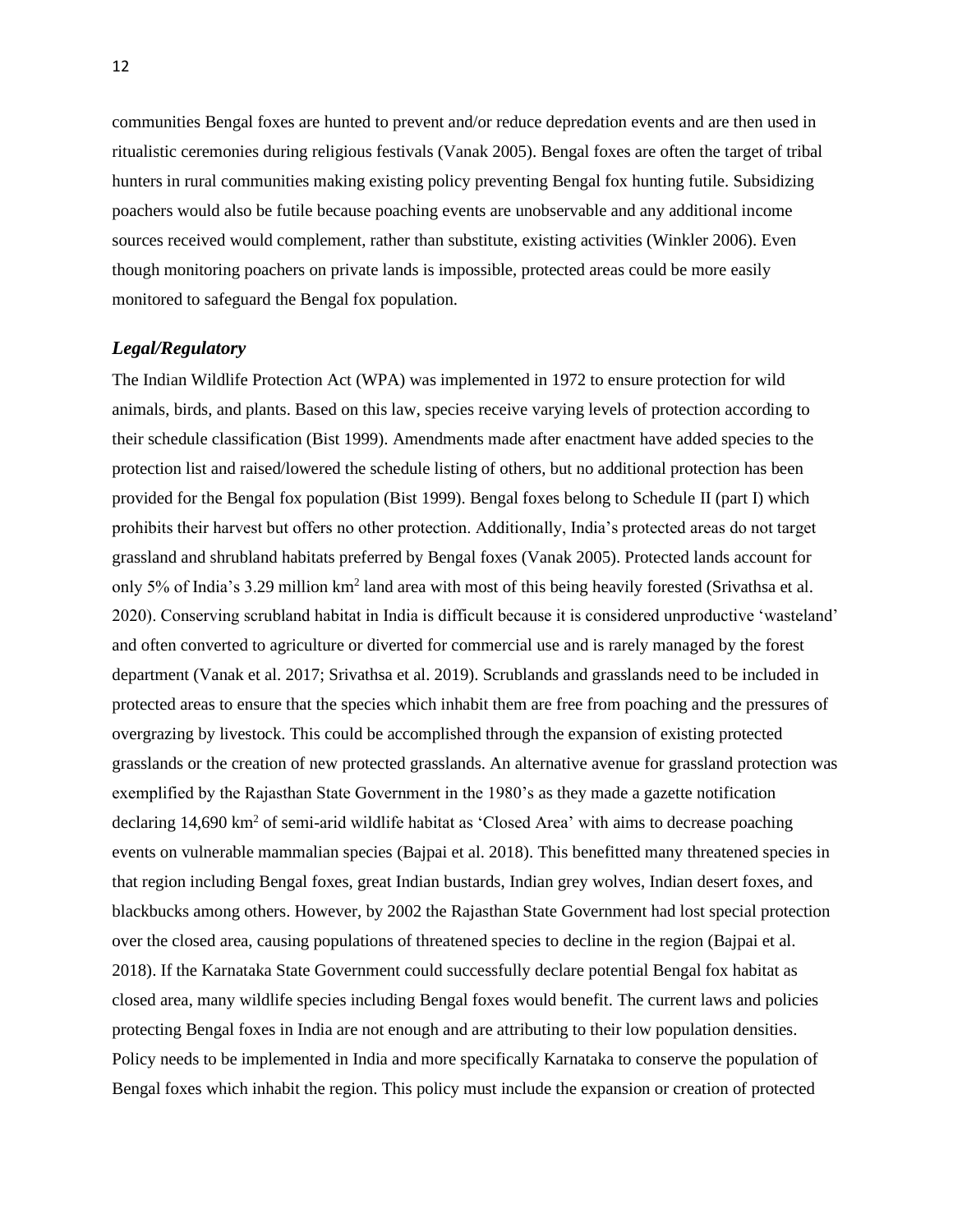communities Bengal foxes are hunted to prevent and/or reduce depredation events and are then used in ritualistic ceremonies during religious festivals (Vanak 2005). Bengal foxes are often the target of tribal hunters in rural communities making existing policy preventing Bengal fox hunting futile. Subsidizing poachers would also be futile because poaching events are unobservable and any additional income sources received would complement, rather than substitute, existing activities (Winkler 2006). Even though monitoring poachers on private lands is impossible, protected areas could be more easily monitored to safeguard the Bengal fox population.

### *Legal/Regulatory*

The Indian Wildlife Protection Act (WPA) was implemented in 1972 to ensure protection for wild animals, birds, and plants. Based on this law, species receive varying levels of protection according to their schedule classification (Bist 1999). Amendments made after enactment have added species to the protection list and raised/lowered the schedule listing of others, but no additional protection has been provided for the Bengal fox population (Bist 1999). Bengal foxes belong to Schedule II (part I) which prohibits their harvest but offers no other protection. Additionally, India's protected areas do not target grassland and shrubland habitats preferred by Bengal foxes (Vanak 2005). Protected lands account for only 5% of India's 3.29 million km$^2$ land area with most of this being heavily forested (Srivathsa et al. 2020). Conserving scrubland habitat in India is difficult because it is considered unproductive 'wasteland' and often converted to agriculture or diverted for commercial use and is rarely managed by the forest department (Vanak et al. 2017; Srivathsa et al. 2019). Scrublands and grasslands need to be included in protected areas to ensure that the species which inhabit them are free from poaching and the pressures of overgrazing by livestock. This could be accomplished through the expansion of existing protected grasslands or the creation of new protected grasslands. An alternative avenue for grassland protection was exemplified by the Rajasthan State Government in the 1980's as they made a gazette notification declaring 14,690 km$^2$ of semi-arid wildlife habitat as 'Closed Area' with aims to decrease poaching events on vulnerable mammalian species (Bajpai et al. 2018). This benefitted many threatened species in that region including Bengal foxes, great Indian bustards, Indian grey wolves, Indian desert foxes, and blackbucks among others. However, by 2002 the Rajasthan State Government had lost special protection over the closed area, causing populations of threatened species to decline in the region (Bajpai et al. 2018). If the Karnataka State Government could successfully declare potential Bengal fox habitat as closed area, many wildlife species including Bengal foxes would benefit. The current laws and policies protecting Bengal foxes in India are not enough and are attributing to their low population densities. Policy needs to be implemented in India and more specifically Karnataka to conserve the population of Bengal foxes which inhabit the region. This policy must include the expansion or creation of protected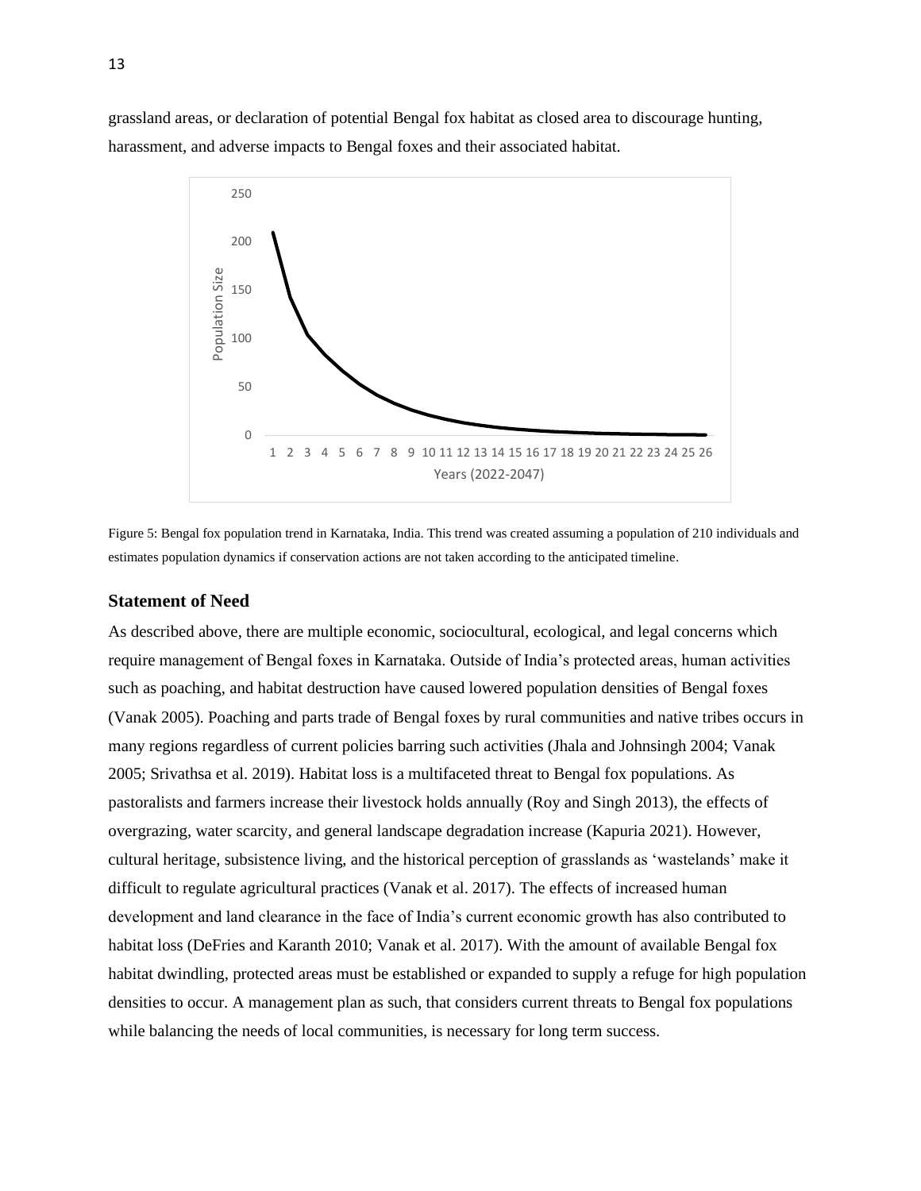grassland areas, or declaration of potential Bengal fox habitat as closed area to discourage hunting, harassment, and adverse impacts to Bengal foxes and their associated habitat.

Figure 5: Bengal fox population trend in Karnataka, India. This trend was created assuming a population of 210 individuals and estimates population dynamics if conservation actions are not taken according to the anticipated timeline.

### Statement of Need

As described above, there are multiple economic, sociocultural, ecological, and legal concerns which require management of Bengal foxes in Karnataka. Outside of India's protected areas, human activities such as poaching, and habitat destruction have caused lowered population densities of Bengal foxes (Vanak 2005). Poaching and parts trade of Bengal foxes by rural communities and native tribes occurs in many regions regardless of current policies barring such activities (Jhala and Johnsingh 2004; Vanak 2005; Srivathsa et al. 2019). Habitat loss is a multifaceted threat to Bengal fox populations. As pastoralists and farmers increase their livestock holds annually (Roy and Singh 2013), the effects of overgrazing, water scarcity, and general landscape degradation increase (Kapuria 2021). However, cultural heritage, subsistence living, and the historical perception of grasslands as 'wastelands' make it difficult to regulate agricultural practices (Vanak et al. 2017). The effects of increased human development and land clearance in the face of India's current economic growth has also contributed to habitat loss (DeFries and Karanth 2010; Vanak et al. 2017). With the amount of available Bengal fox habitat dwindling, protected areas must be established or expanded to supply a refuge for high population densities to occur. A management plan as such, that considers current threats to Bengal fox populations while balancing the needs of local communities, is necessary for long term success.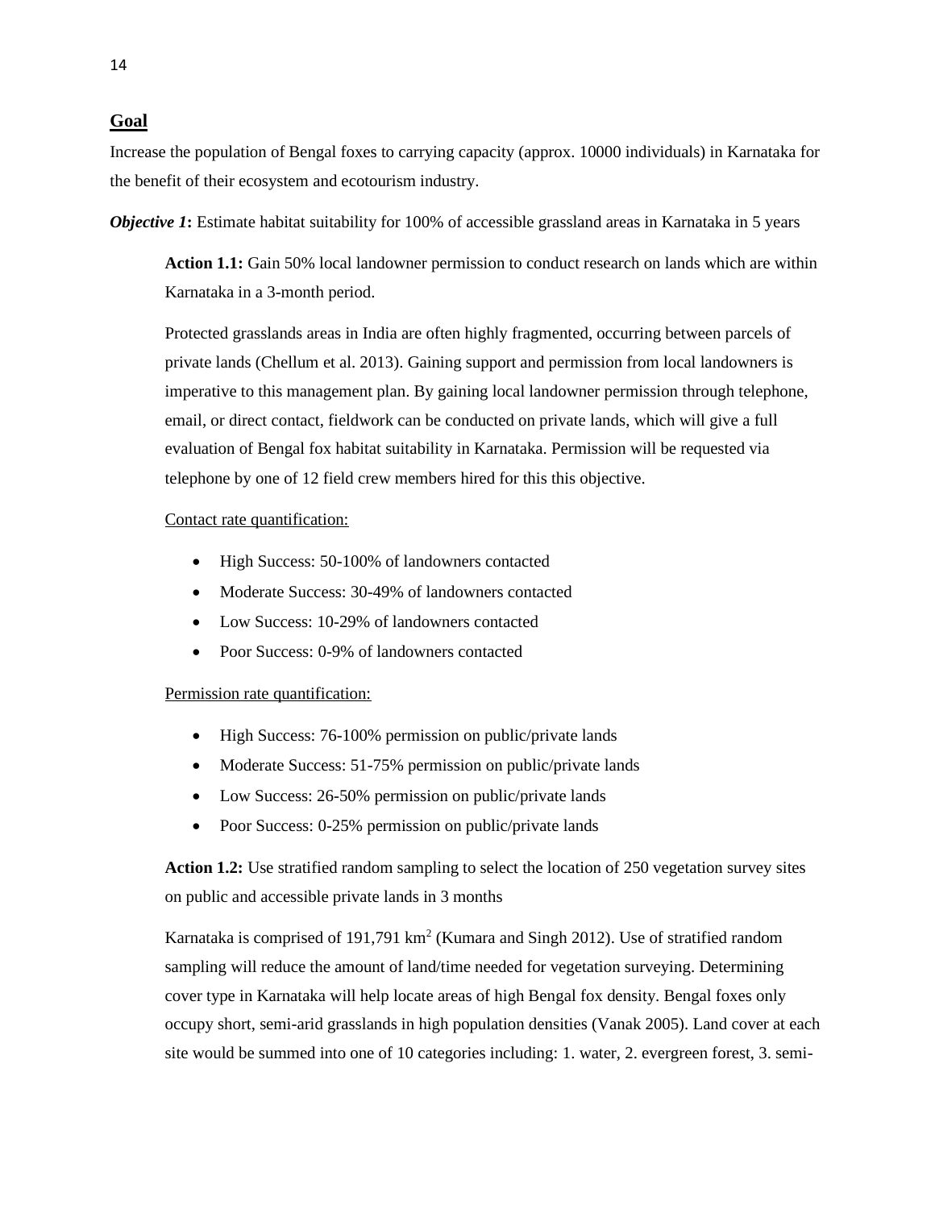## Goal

Increase the population of Bengal foxes to carrying capacity (approx. 10000 individuals) in Karnataka for the benefit of their ecosystem and ecotourism industry.

***Objective 1*:** Estimate habitat suitability for 100% of accessible grassland areas in Karnataka in 5 years

**Action 1.1:** Gain 50% local landowner permission to conduct research on lands which are within Karnataka in a 3-month period.

Protected grasslands areas in India are often highly fragmented, occurring between parcels of private lands (Chellum et al. 2013). Gaining support and permission from local landowners is imperative to this management plan. By gaining local landowner permission through telephone, email, or direct contact, fieldwork can be conducted on private lands, which will give a full evaluation of Bengal fox habitat suitability in Karnataka. Permission will be requested via telephone by one of 12 field crew members hired for this this objective.

Contact rate quantification:

- High Success: 50-100% of landowners contacted
- Moderate Success: 30-49% of landowners contacted
- Low Success: 10-29% of landowners contacted
- Poor Success: 0-9% of landowners contacted

Permission rate quantification:

- High Success: 76-100% permission on public/private lands
- Moderate Success: 51-75% permission on public/private lands
- Low Success: 26-50% permission on public/private lands
- Poor Success: 0-25% permission on public/private lands

**Action 1.2:** Use stratified random sampling to select the location of 250 vegetation survey sites on public and accessible private lands in 3 months

Karnataka is comprised of 191,791 $km^2$ (Kumara and Singh 2012). Use of stratified random sampling will reduce the amount of land/time needed for vegetation surveying. Determining cover type in Karnataka will help locate areas of high Bengal fox density. Bengal foxes only occupy short, semi-arid grasslands in high population densities (Vanak 2005). Land cover at each site would be summed into one of 10 categories including: 1. water, 2. evergreen forest, 3. semi-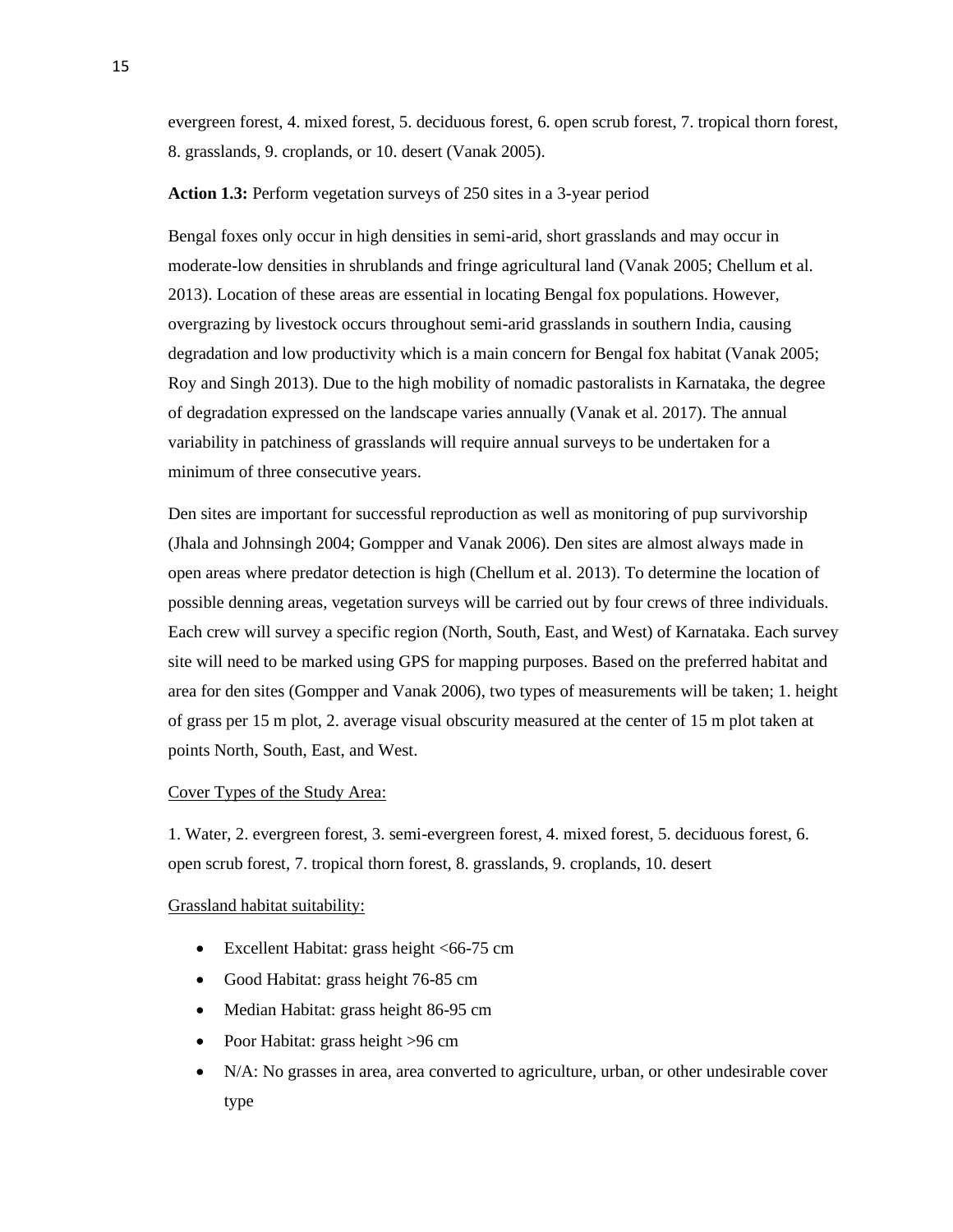evergreen forest, 4. mixed forest, 5. deciduous forest, 6. open scrub forest, 7. tropical thorn forest, 8. grasslands, 9. croplands, or 10. desert (Vanak 2005).

**Action 1.3:** Perform vegetation surveys of 250 sites in a 3-year period

Bengal foxes only occur in high densities in semi-arid, short grasslands and may occur in moderate-low densities in shrublands and fringe agricultural land (Vanak 2005; Chellum et al. 2013). Location of these areas are essential in locating Bengal fox populations. However, overgrazing by livestock occurs throughout semi-arid grasslands in southern India, causing degradation and low productivity which is a main concern for Bengal fox habitat (Vanak 2005; Roy and Singh 2013). Due to the high mobility of nomadic pastoralists in Karnataka, the degree of degradation expressed on the landscape varies annually (Vanak et al. 2017). The annual variability in patchiness of grasslands will require annual surveys to be undertaken for a minimum of three consecutive years.

Den sites are important for successful reproduction as well as monitoring of pup survivorship (Jhala and Johnsingh 2004; Gompper and Vanak 2006). Den sites are almost always made in open areas where predator detection is high (Chellum et al. 2013). To determine the location of possible denning areas, vegetation surveys will be carried out by four crews of three individuals. Each crew will survey a specific region (North, South, East, and West) of Karnataka. Each survey site will need to be marked using GPS for mapping purposes. Based on the preferred habitat and area for den sites (Gompper and Vanak 2006), two types of measurements will be taken; 1. height of grass per 15 m plot, 2. average visual obscurity measured at the center of 15 m plot taken at points North, South, East, and West.

<u>Cover Types of the Study Area:</u>

1. Water, 2. evergreen forest, 3. semi-evergreen forest, 4. mixed forest, 5. deciduous forest, 6. open scrub forest, 7. tropical thorn forest, 8. grasslands, 9. croplands, 10. desert

<u>Grassland habitat suitability:</u>

- Excellent Habitat: grass height <66-75 cm
- Good Habitat: grass height 76-85 cm
- Median Habitat: grass height 86-95 cm
- Poor Habitat: grass height >96 cm
- N/A: No grasses in area, area converted to agriculture, urban, or other undesirable cover type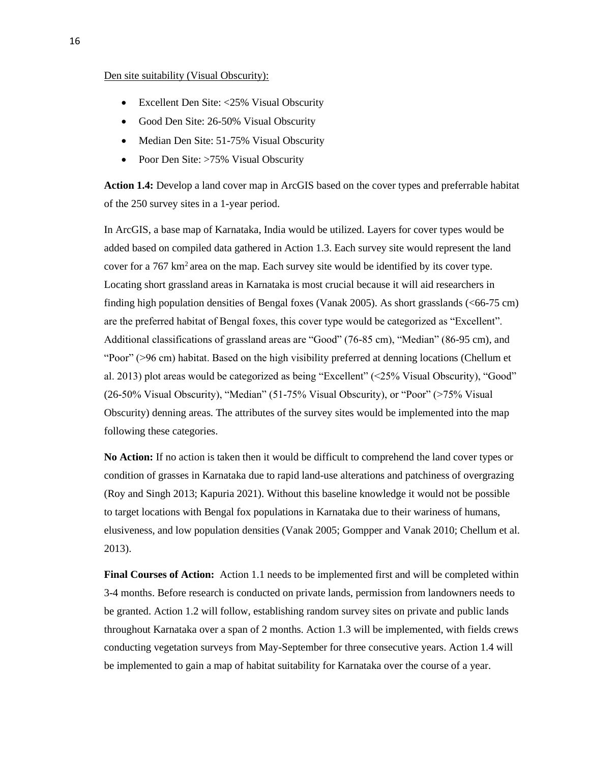Den site suitability (Visual Obscurity):

- Excellent Den Site: <25% Visual Obscurity
- Good Den Site: 26-50% Visual Obscurity
- Median Den Site: 51-75% Visual Obscurity
- Poor Den Site: >75% Visual Obscurity

**Action 1.4:** Develop a land cover map in ArcGIS based on the cover types and preferrable habitat of the 250 survey sites in a 1-year period.

In ArcGIS, a base map of Karnataka, India would be utilized. Layers for cover types would be added based on compiled data gathered in Action 1.3. Each survey site would represent the land cover for a 767 $km^2$ area on the map. Each survey site would be identified by its cover type. Locating short grassland areas in Karnataka is most crucial because it will aid researchers in finding high population densities of Bengal foxes (Vanak 2005). As short grasslands (<66-75 cm) are the preferred habitat of Bengal foxes, this cover type would be categorized as "Excellent". Additional classifications of grassland areas are "Good" (76-85 cm), "Median" (86-95 cm), and "Poor" (>96 cm) habitat. Based on the high visibility preferred at denning locations (Chellum et al. 2013) plot areas would be categorized as being "Excellent" (<25% Visual Obscurity), "Good" (26-50% Visual Obscurity), "Median" (51-75% Visual Obscurity), or "Poor" (>75% Visual Obscurity) denning areas. The attributes of the survey sites would be implemented into the map following these categories.

**No Action:** If no action is taken then it would be difficult to comprehend the land cover types or condition of grasses in Karnataka due to rapid land-use alterations and patchiness of overgrazing (Roy and Singh 2013; Kapuria 2021). Without this baseline knowledge it would not be possible to target locations with Bengal fox populations in Karnataka due to their wariness of humans, elusiveness, and low population densities (Vanak 2005; Gompper and Vanak 2010; Chellum et al. 2013).

**Final Courses of Action:** Action 1.1 needs to be implemented first and will be completed within 3-4 months. Before research is conducted on private lands, permission from landowners needs to be granted. Action 1.2 will follow, establishing random survey sites on private and public lands throughout Karnataka over a span of 2 months. Action 1.3 will be implemented, with fields crews conducting vegetation surveys from May-September for three consecutive years. Action 1.4 will be implemented to gain a map of habitat suitability for Karnataka over the course of a year.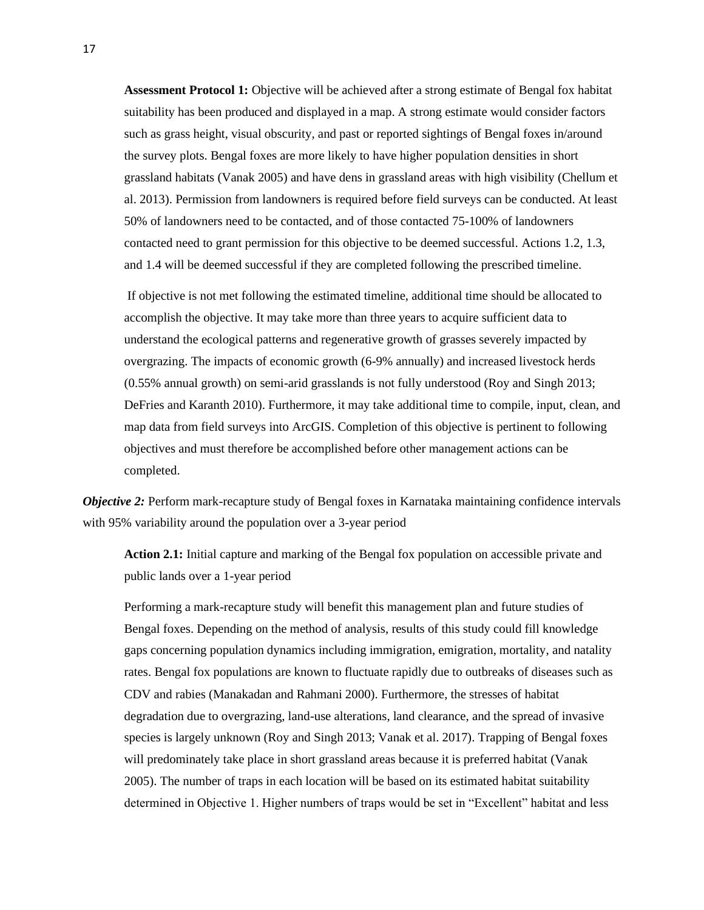**Assessment Protocol 1:** Objective will be achieved after a strong estimate of Bengal fox habitat suitability has been produced and displayed in a map. A strong estimate would consider factors such as grass height, visual obscurity, and past or reported sightings of Bengal foxes in/around the survey plots. Bengal foxes are more likely to have higher population densities in short grassland habitats (Vanak 2005) and have dens in grassland areas with high visibility (Chellum et al. 2013). Permission from landowners is required before field surveys can be conducted. At least 50% of landowners need to be contacted, and of those contacted 75-100% of landowners contacted need to grant permission for this objective to be deemed successful. Actions 1.2, 1.3, and 1.4 will be deemed successful if they are completed following the prescribed timeline.

If objective is not met following the estimated timeline, additional time should be allocated to accomplish the objective. It may take more than three years to acquire sufficient data to understand the ecological patterns and regenerative growth of grasses severely impacted by overgrazing. The impacts of economic growth (6-9% annually) and increased livestock herds (0.55% annual growth) on semi-arid grasslands is not fully understood (Roy and Singh 2013; DeFries and Karanth 2010). Furthermore, it may take additional time to compile, input, clean, and map data from field surveys into ArcGIS. Completion of this objective is pertinent to following objectives and must therefore be accomplished before other management actions can be completed.

***Objective 2:*** Perform mark-recapture study of Bengal foxes in Karnataka maintaining confidence intervals with 95% variability around the population over a 3-year period

**Action 2.1:** Initial capture and marking of the Bengal fox population on accessible private and public lands over a 1-year period

Performing a mark-recapture study will benefit this management plan and future studies of Bengal foxes. Depending on the method of analysis, results of this study could fill knowledge gaps concerning population dynamics including immigration, emigration, mortality, and natality rates. Bengal fox populations are known to fluctuate rapidly due to outbreaks of diseases such as CDV and rabies (Manakadan and Rahmani 2000). Furthermore, the stresses of habitat degradation due to overgrazing, land-use alterations, land clearance, and the spread of invasive species is largely unknown (Roy and Singh 2013; Vanak et al. 2017). Trapping of Bengal foxes will predominately take place in short grassland areas because it is preferred habitat (Vanak 2005). The number of traps in each location will be based on its estimated habitat suitability determined in Objective 1. Higher numbers of traps would be set in "Excellent" habitat and less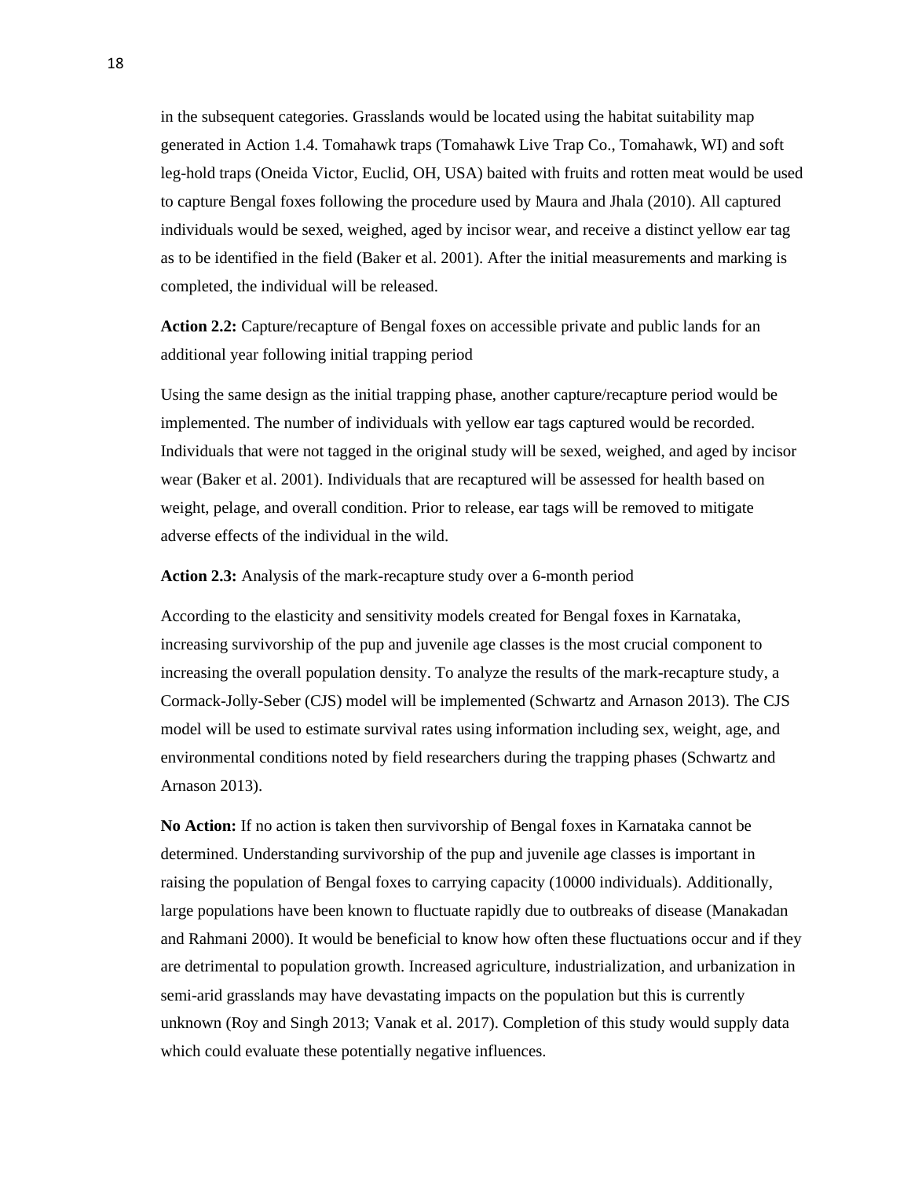in the subsequent categories. Grasslands would be located using the habitat suitability map generated in Action 1.4. Tomahawk traps (Tomahawk Live Trap Co., Tomahawk, WI) and soft leg-hold traps (Oneida Victor, Euclid, OH, USA) baited with fruits and rotten meat would be used to capture Bengal foxes following the procedure used by Maura and Jhala (2010). All captured individuals would be sexed, weighed, aged by incisor wear, and receive a distinct yellow ear tag as to be identified in the field (Baker et al. 2001). After the initial measurements and marking is completed, the individual will be released.

**Action 2.2:** Capture/recapture of Bengal foxes on accessible private and public lands for an additional year following initial trapping period

Using the same design as the initial trapping phase, another capture/recapture period would be implemented. The number of individuals with yellow ear tags captured would be recorded. Individuals that were not tagged in the original study will be sexed, weighed, and aged by incisor wear (Baker et al. 2001). Individuals that are recaptured will be assessed for health based on weight, pelage, and overall condition. Prior to release, ear tags will be removed to mitigate adverse effects of the individual in the wild.

**Action 2.3:** Analysis of the mark-recapture study over a 6-month period

According to the elasticity and sensitivity models created for Bengal foxes in Karnataka, increasing survivorship of the pup and juvenile age classes is the most crucial component to increasing the overall population density. To analyze the results of the mark-recapture study, a Cormack-Jolly-Seber (CJS) model will be implemented (Schwartz and Arnason 2013). The CJS model will be used to estimate survival rates using information including sex, weight, age, and environmental conditions noted by field researchers during the trapping phases (Schwartz and Arnason 2013).

**No Action:** If no action is taken then survivorship of Bengal foxes in Karnataka cannot be determined. Understanding survivorship of the pup and juvenile age classes is important in raising the population of Bengal foxes to carrying capacity (10000 individuals). Additionally, large populations have been known to fluctuate rapidly due to outbreaks of disease (Manakadan and Rahmani 2000). It would be beneficial to know how often these fluctuations occur and if they are detrimental to population growth. Increased agriculture, industrialization, and urbanization in semi-arid grasslands may have devastating impacts on the population but this is currently unknown (Roy and Singh 2013; Vanak et al. 2017). Completion of this study would supply data which could evaluate these potentially negative influences.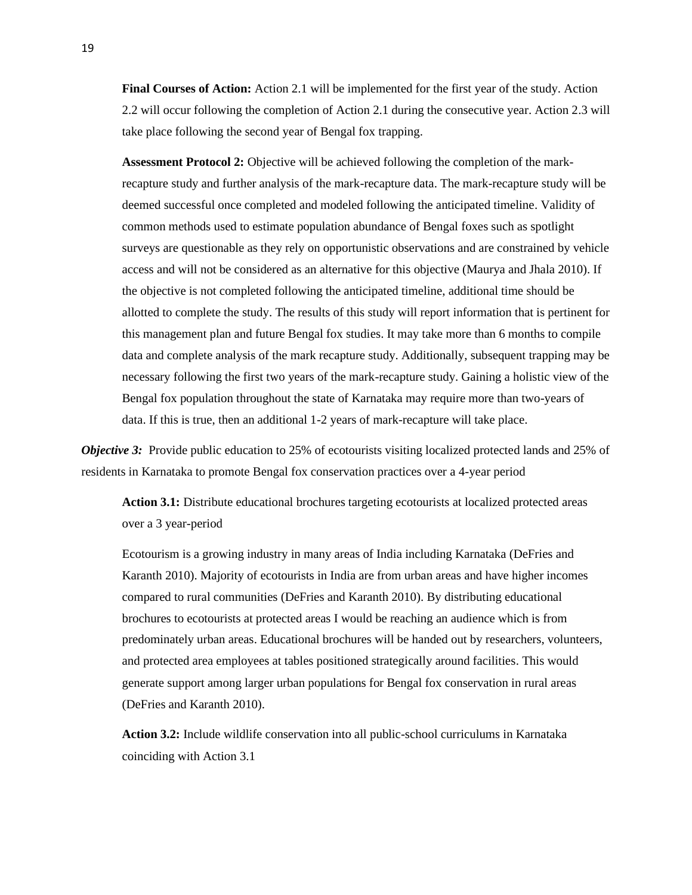**Final Courses of Action:** Action 2.1 will be implemented for the first year of the study. Action 2.2 will occur following the completion of Action 2.1 during the consecutive year. Action 2.3 will take place following the second year of Bengal fox trapping.

**Assessment Protocol 2:** Objective will be achieved following the completion of the mark-recapture study and further analysis of the mark-recapture data. The mark-recapture study will be deemed successful once completed and modeled following the anticipated timeline. Validity of common methods used to estimate population abundance of Bengal foxes such as spotlight surveys are questionable as they rely on opportunistic observations and are constrained by vehicle access and will not be considered as an alternative for this objective (Maurya and Jhala 2010). If the objective is not completed following the anticipated timeline, additional time should be allotted to complete the study. The results of this study will report information that is pertinent for this management plan and future Bengal fox studies. It may take more than 6 months to compile data and complete analysis of the mark recapture study. Additionally, subsequent trapping may be necessary following the first two years of the mark-recapture study. Gaining a holistic view of the Bengal fox population throughout the state of Karnataka may require more than two-years of data. If this is true, then an additional 1-2 years of mark-recapture will take place.

***Objective 3:*** Provide public education to 25% of ecotourists visiting localized protected lands and 25% of residents in Karnataka to promote Bengal fox conservation practices over a 4-year period

**Action 3.1:** Distribute educational brochures targeting ecotourists at localized protected areas over a 3 year-period

Ecotourism is a growing industry in many areas of India including Karnataka (DeFries and Karanth 2010). Majority of ecotourists in India are from urban areas and have higher incomes compared to rural communities (DeFries and Karanth 2010). By distributing educational brochures to ecotourists at protected areas I would be reaching an audience which is from predominately urban areas. Educational brochures will be handed out by researchers, volunteers, and protected area employees at tables positioned strategically around facilities. This would generate support among larger urban populations for Bengal fox conservation in rural areas (DeFries and Karanth 2010).

**Action 3.2:** Include wildlife conservation into all public-school curriculums in Karnataka coinciding with Action 3.1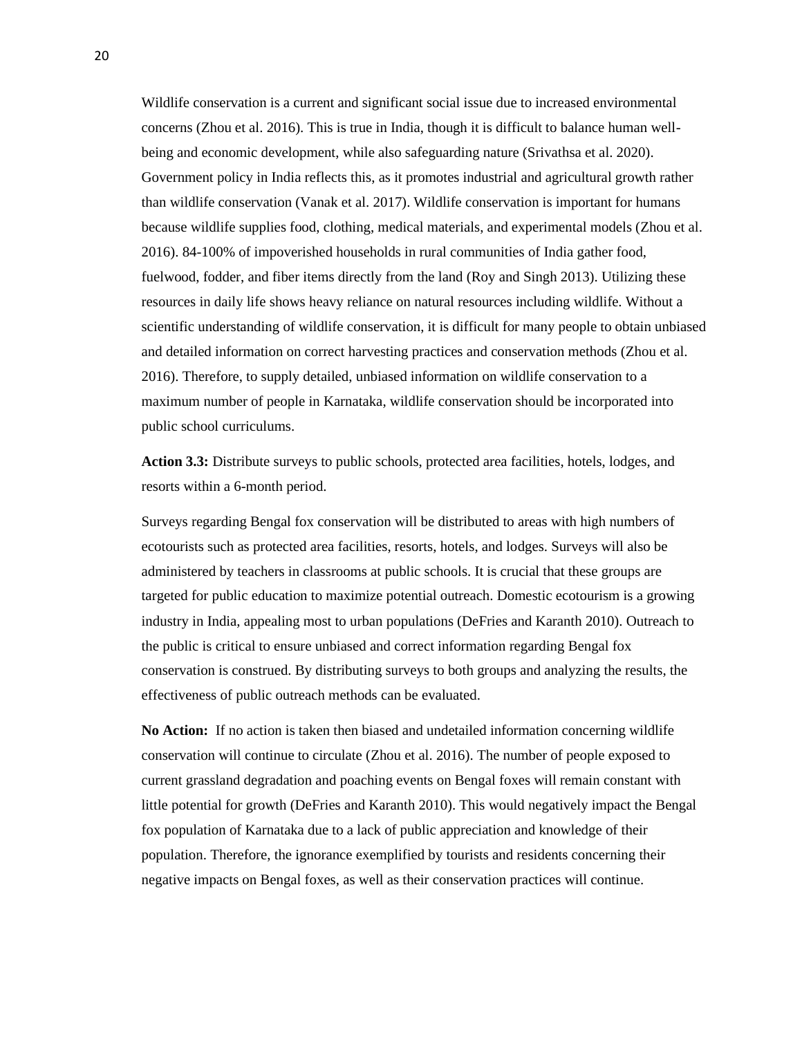Wildlife conservation is a current and significant social issue due to increased environmental concerns (Zhou et al. 2016). This is true in India, though it is difficult to balance human well-being and economic development, while also safeguarding nature (Srivathsa et al. 2020). Government policy in India reflects this, as it promotes industrial and agricultural growth rather than wildlife conservation (Vanak et al. 2017). Wildlife conservation is important for humans because wildlife supplies food, clothing, medical materials, and experimental models (Zhou et al. 2016). 84-100% of impoverished households in rural communities of India gather food, fuelwood, fodder, and fiber items directly from the land (Roy and Singh 2013). Utilizing these resources in daily life shows heavy reliance on natural resources including wildlife. Without a scientific understanding of wildlife conservation, it is difficult for many people to obtain unbiased and detailed information on correct harvesting practices and conservation methods (Zhou et al. 2016). Therefore, to supply detailed, unbiased information on wildlife conservation to a maximum number of people in Karnataka, wildlife conservation should be incorporated into public school curriculums.

**Action 3.3:** Distribute surveys to public schools, protected area facilities, hotels, lodges, and resorts within a 6-month period.

Surveys regarding Bengal fox conservation will be distributed to areas with high numbers of ecotourists such as protected area facilities, resorts, hotels, and lodges. Surveys will also be administered by teachers in classrooms at public schools. It is crucial that these groups are targeted for public education to maximize potential outreach. Domestic ecotourism is a growing industry in India, appealing most to urban populations (DeFries and Karanth 2010). Outreach to the public is critical to ensure unbiased and correct information regarding Bengal fox conservation is construed. By distributing surveys to both groups and analyzing the results, the effectiveness of public outreach methods can be evaluated.

**No Action:** If no action is taken then biased and undetailed information concerning wildlife conservation will continue to circulate (Zhou et al. 2016). The number of people exposed to current grassland degradation and poaching events on Bengal foxes will remain constant with little potential for growth (DeFries and Karanth 2010). This would negatively impact the Bengal fox population of Karnataka due to a lack of public appreciation and knowledge of their population. Therefore, the ignorance exemplified by tourists and residents concerning their negative impacts on Bengal foxes, as well as their conservation practices will continue.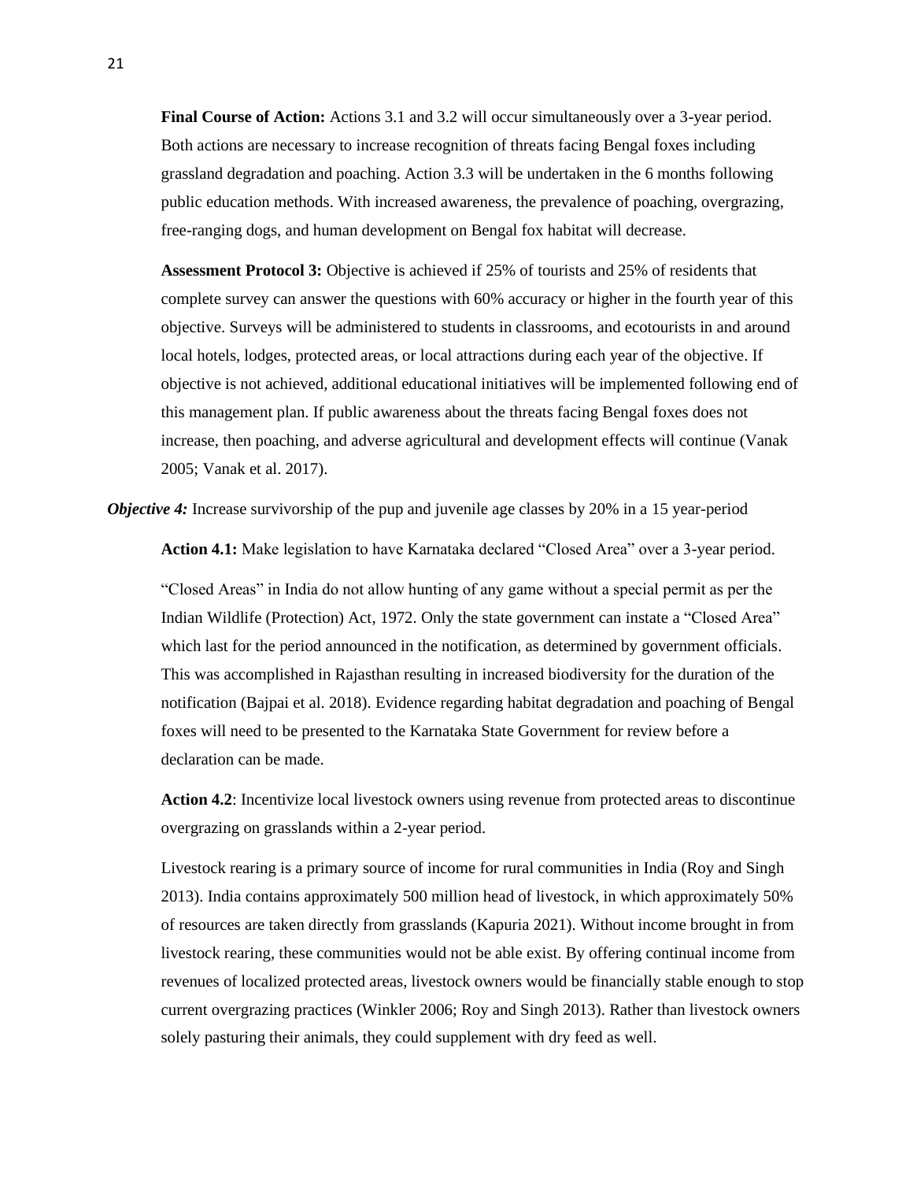**Final Course of Action:** Actions 3.1 and 3.2 will occur simultaneously over a 3-year period. Both actions are necessary to increase recognition of threats facing Bengal foxes including grassland degradation and poaching. Action 3.3 will be undertaken in the 6 months following public education methods. With increased awareness, the prevalence of poaching, overgrazing, free-ranging dogs, and human development on Bengal fox habitat will decrease.

**Assessment Protocol 3:** Objective is achieved if 25% of tourists and 25% of residents that complete survey can answer the questions with 60% accuracy or higher in the fourth year of this objective. Surveys will be administered to students in classrooms, and ecotourists in and around local hotels, lodges, protected areas, or local attractions during each year of the objective. If objective is not achieved, additional educational initiatives will be implemented following end of this management plan. If public awareness about the threats facing Bengal foxes does not increase, then poaching, and adverse agricultural and development effects will continue (Vanak 2005; Vanak et al. 2017).

***Objective 4:*** Increase survivorship of the pup and juvenile age classes by 20% in a 15 year-period

**Action 4.1:** Make legislation to have Karnataka declared "Closed Area" over a 3-year period.

"Closed Areas" in India do not allow hunting of any game without a special permit as per the Indian Wildlife (Protection) Act, 1972. Only the state government can instate a "Closed Area" which last for the period announced in the notification, as determined by government officials. This was accomplished in Rajasthan resulting in increased biodiversity for the duration of the notification (Bajpai et al. 2018). Evidence regarding habitat degradation and poaching of Bengal foxes will need to be presented to the Karnataka State Government for review before a declaration can be made.

**Action 4.2**: Incentivize local livestock owners using revenue from protected areas to discontinue overgrazing on grasslands within a 2-year period.

Livestock rearing is a primary source of income for rural communities in India (Roy and Singh 2013). India contains approximately 500 million head of livestock, in which approximately 50% of resources are taken directly from grasslands (Kapuria 2021). Without income brought in from livestock rearing, these communities would not be able exist. By offering continual income from revenues of localized protected areas, livestock owners would be financially stable enough to stop current overgrazing practices (Winkler 2006; Roy and Singh 2013). Rather than livestock owners solely pasturing their animals, they could supplement with dry feed as well.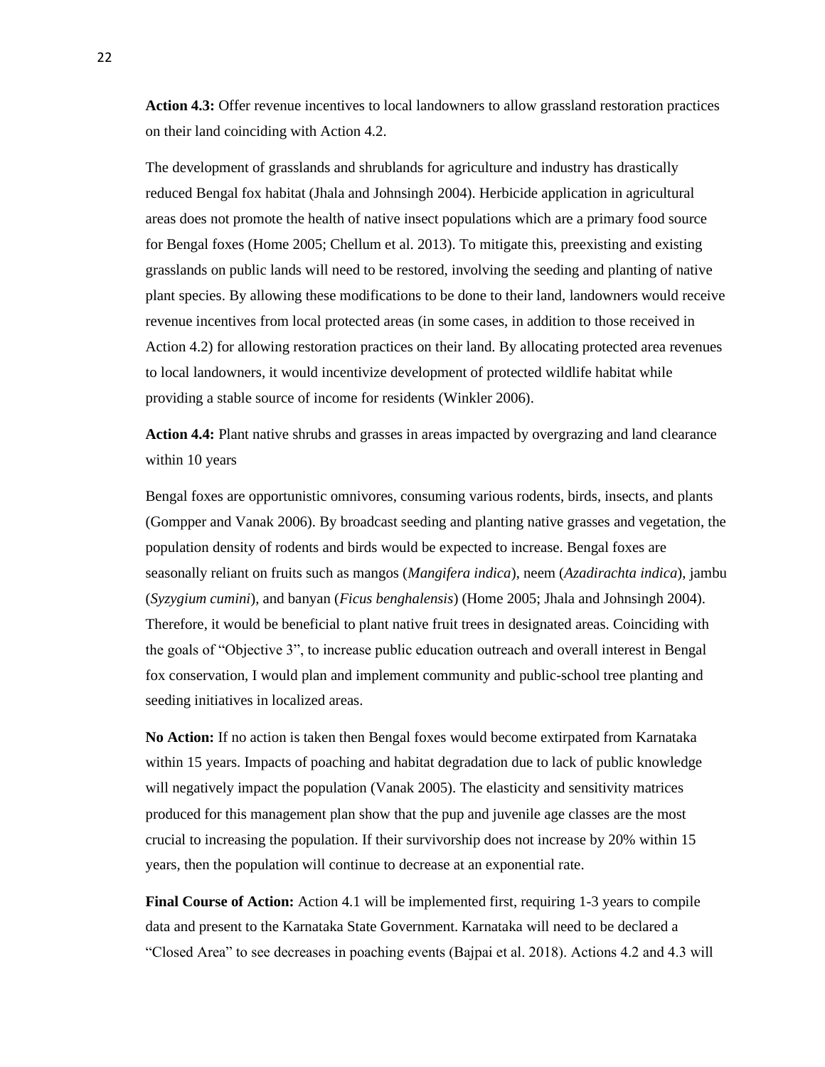**Action 4.3:** Offer revenue incentives to local landowners to allow grassland restoration practices on their land coinciding with Action 4.2.

The development of grasslands and shrublands for agriculture and industry has drastically reduced Bengal fox habitat (Jhala and Johnsingh 2004). Herbicide application in agricultural areas does not promote the health of native insect populations which are a primary food source for Bengal foxes (Home 2005; Chellum et al. 2013). To mitigate this, preexisting and existing grasslands on public lands will need to be restored, involving the seeding and planting of native plant species. By allowing these modifications to be done to their land, landowners would receive revenue incentives from local protected areas (in some cases, in addition to those received in Action 4.2) for allowing restoration practices on their land. By allocating protected area revenues to local landowners, it would incentivize development of protected wildlife habitat while providing a stable source of income for residents (Winkler 2006).

**Action 4.4:** Plant native shrubs and grasses in areas impacted by overgrazing and land clearance within 10 years

Bengal foxes are opportunistic omnivores, consuming various rodents, birds, insects, and plants (Gompper and Vanak 2006). By broadcast seeding and planting native grasses and vegetation, the population density of rodents and birds would be expected to increase. Bengal foxes are seasonally reliant on fruits such as mangos (*Mangifera indica*), neem (*Azadirachta indica*), jambu (*Syzygium cumini*), and banyan (*Ficus benghalensis*) (Home 2005; Jhala and Johnsingh 2004). Therefore, it would be beneficial to plant native fruit trees in designated areas. Coinciding with the goals of "Objective 3", to increase public education outreach and overall interest in Bengal fox conservation, I would plan and implement community and public-school tree planting and seeding initiatives in localized areas.

**No Action:** If no action is taken then Bengal foxes would become extirpated from Karnataka within 15 years. Impacts of poaching and habitat degradation due to lack of public knowledge will negatively impact the population (Vanak 2005). The elasticity and sensitivity matrices produced for this management plan show that the pup and juvenile age classes are the most crucial to increasing the population. If their survivorship does not increase by 20% within 15 years, then the population will continue to decrease at an exponential rate.

**Final Course of Action:** Action 4.1 will be implemented first, requiring 1-3 years to compile data and present to the Karnataka State Government. Karnataka will need to be declared a "Closed Area" to see decreases in poaching events (Bajpai et al. 2018). Actions 4.2 and 4.3 will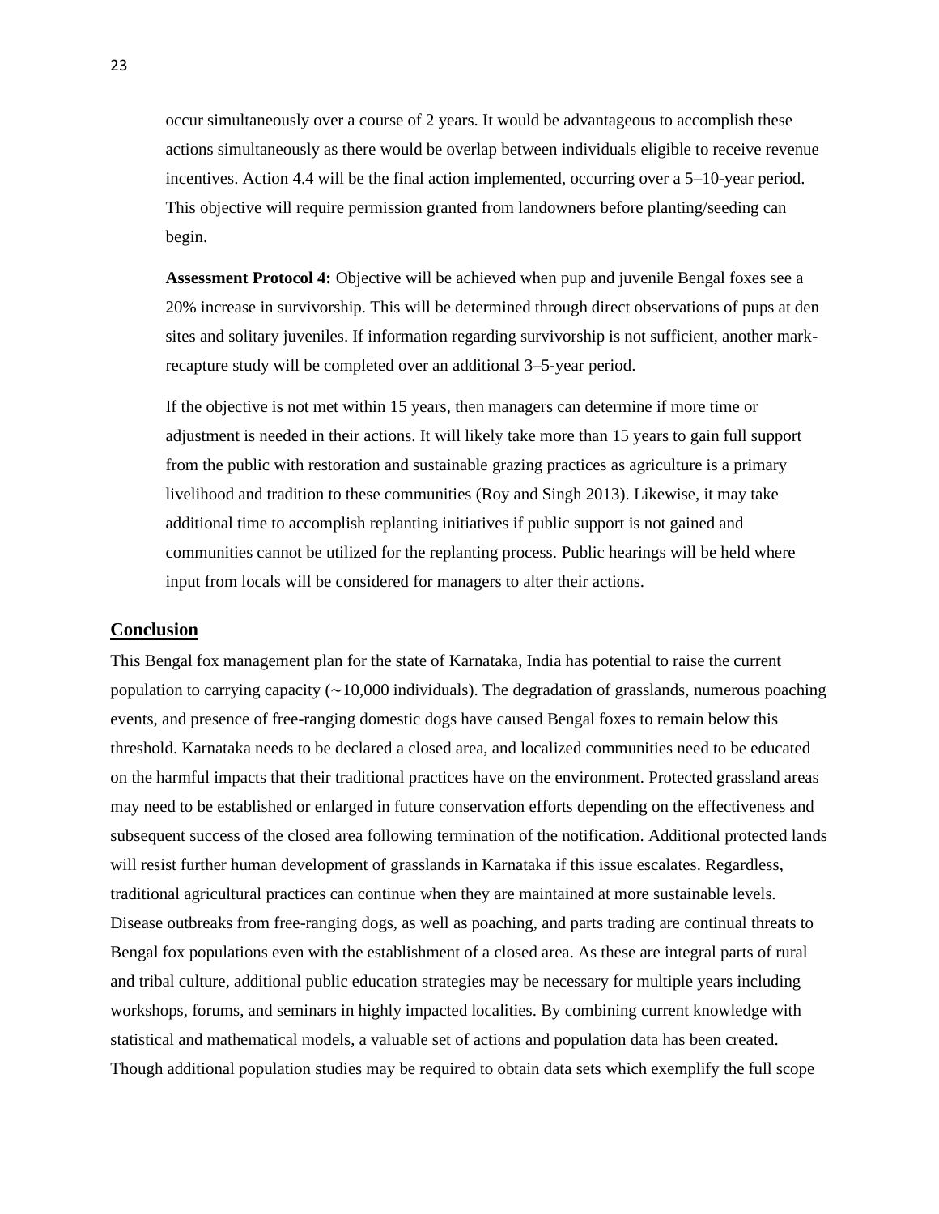occur simultaneously over a course of 2 years. It would be advantageous to accomplish these actions simultaneously as there would be overlap between individuals eligible to receive revenue incentives. Action 4.4 will be the final action implemented, occurring over a 5–10-year period. This objective will require permission granted from landowners before planting/seeding can begin.

**Assessment Protocol 4:** Objective will be achieved when pup and juvenile Bengal foxes see a 20% increase in survivorship. This will be determined through direct observations of pups at den sites and solitary juveniles. If information regarding survivorship is not sufficient, another mark-recapture study will be completed over an additional 3–5-year period.

If the objective is not met within 15 years, then managers can determine if more time or adjustment is needed in their actions. It will likely take more than 15 years to gain full support from the public with restoration and sustainable grazing practices as agriculture is a primary livelihood and tradition to these communities (Roy and Singh 2013). Likewise, it may take additional time to accomplish replanting initiatives if public support is not gained and communities cannot be utilized for the replanting process. Public hearings will be held where input from locals will be considered for managers to alter their actions.

## Conclusion

This Bengal fox management plan for the state of Karnataka, India has potential to raise the current population to carrying capacity (~10,000 individuals). The degradation of grasslands, numerous poaching events, and presence of free-ranging domestic dogs have caused Bengal foxes to remain below this threshold. Karnataka needs to be declared a closed area, and localized communities need to be educated on the harmful impacts that their traditional practices have on the environment. Protected grassland areas may need to be established or enlarged in future conservation efforts depending on the effectiveness and subsequent success of the closed area following termination of the notification. Additional protected lands will resist further human development of grasslands in Karnataka if this issue escalates. Regardless, traditional agricultural practices can continue when they are maintained at more sustainable levels. Disease outbreaks from free-ranging dogs, as well as poaching, and parts trading are continual threats to Bengal fox populations even with the establishment of a closed area. As these are integral parts of rural and tribal culture, additional public education strategies may be necessary for multiple years including workshops, forums, and seminars in highly impacted localities. By combining current knowledge with statistical and mathematical models, a valuable set of actions and population data has been created. Though additional population studies may be required to obtain data sets which exemplify the full scope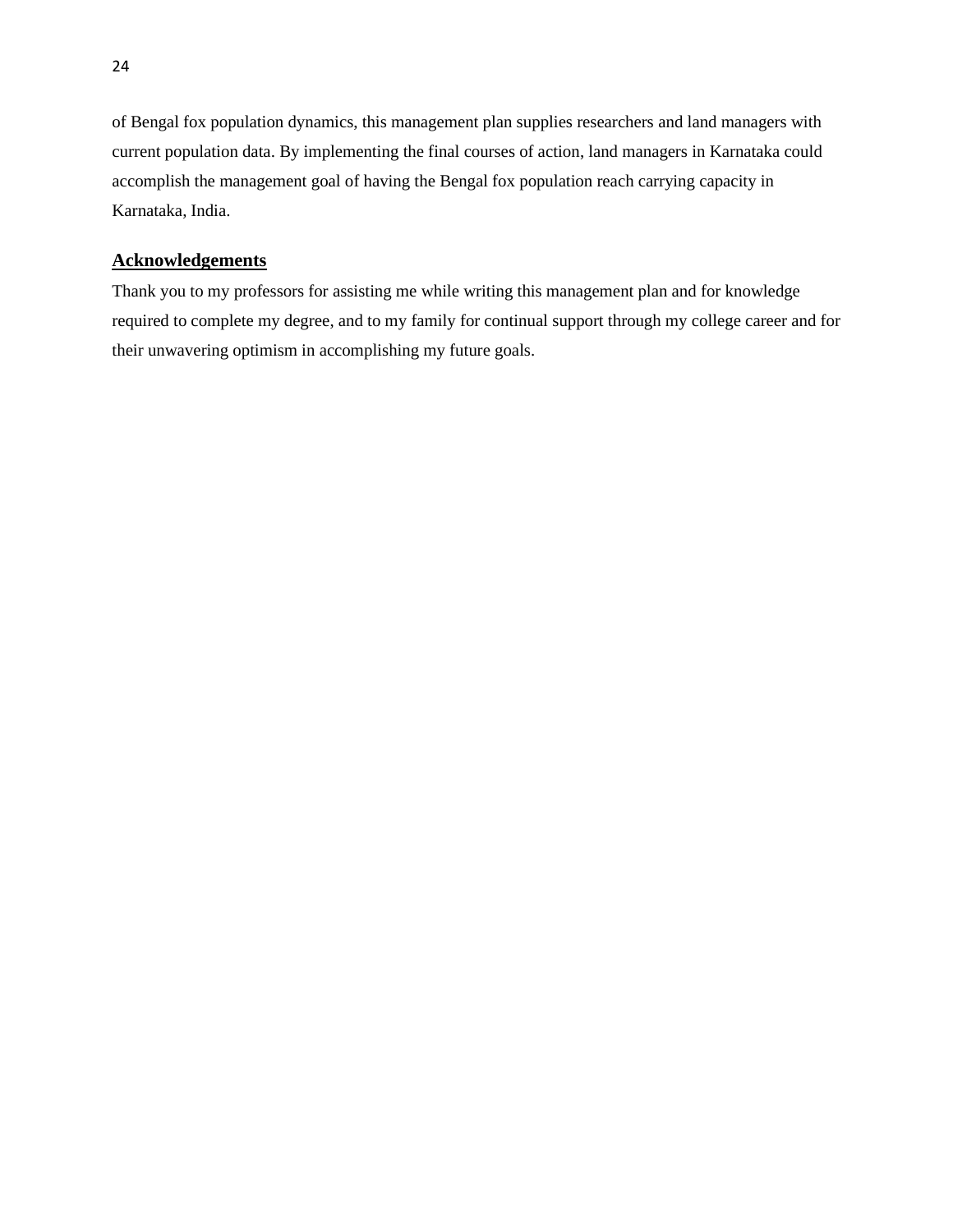of Bengal fox population dynamics, this management plan supplies researchers and land managers with current population data. By implementing the final courses of action, land managers in Karnataka could accomplish the management goal of having the Bengal fox population reach carrying capacity in Karnataka, India.

## Acknowledgements

Thank you to my professors for assisting me while writing this management plan and for knowledge required to complete my degree, and to my family for continual support through my college career and for their unwavering optimism in accomplishing my future goals.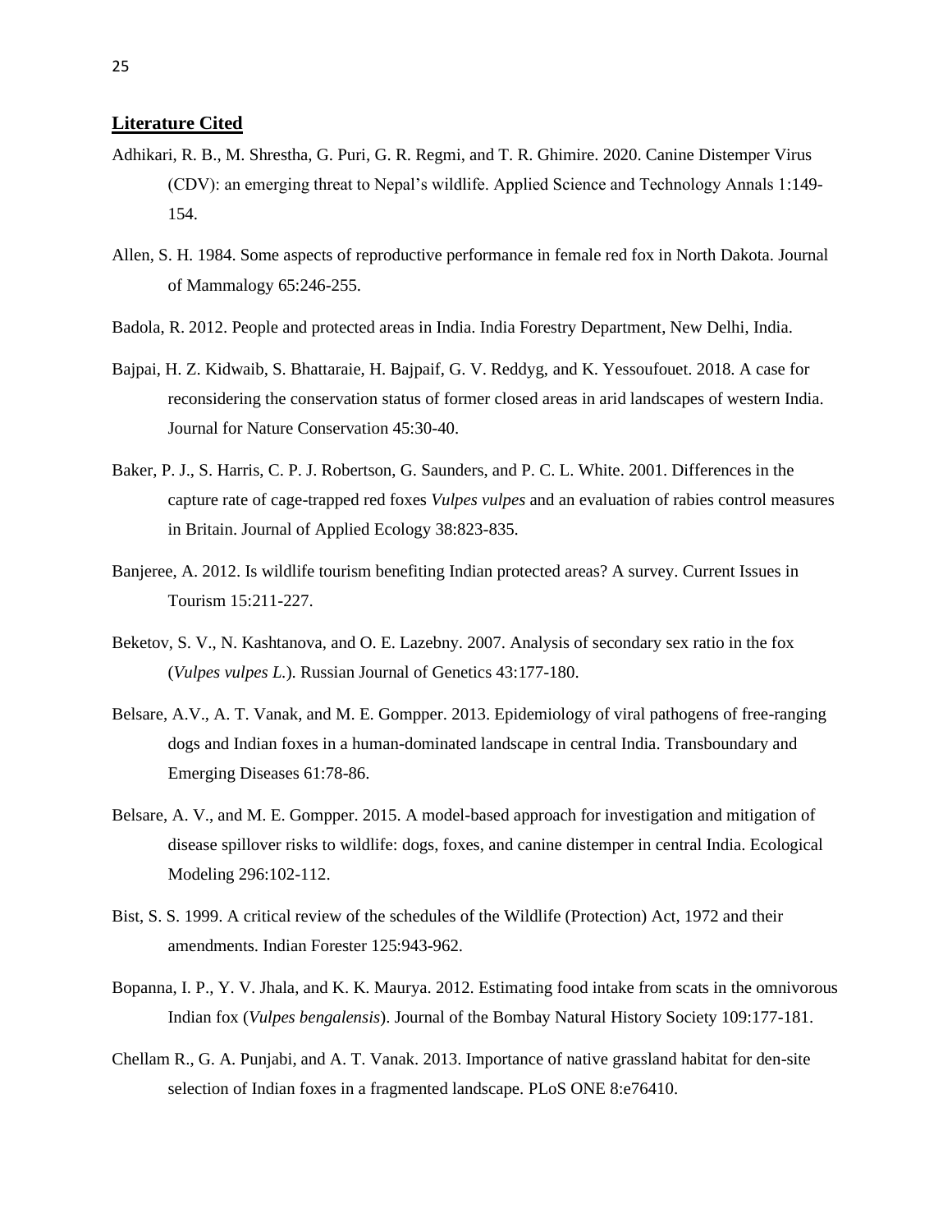## Literature Cited

Adhikari, R. B., M. Shrestha, G. Puri, G. R. Regmi, and T. R. Ghimire. 2020. Canine Distemper Virus (CDV): an emerging threat to Nepal's wildlife. Applied Science and Technology Annals 1:149-154.

Allen, S. H. 1984. Some aspects of reproductive performance in female red fox in North Dakota. Journal of Mammalogy 65:246-255.

Badola, R. 2012. People and protected areas in India. India Forestry Department, New Delhi, India.

Bajpai, H. Z. Kidwaib, S. Bhattaraie, H. Bajpaif, G. V. Reddyg, and K. Yessoufouet. 2018. A case for reconsidering the conservation status of former closed areas in arid landscapes of western India. Journal for Nature Conservation 45:30-40.

Baker, P. J., S. Harris, C. P. J. Robertson, G. Saunders, and P. C. L. White. 2001. Differences in the capture rate of cage-trapped red foxes *Vulpes vulpes* and an evaluation of rabies control measures in Britain. Journal of Applied Ecology 38:823-835.

Banjeree, A. 2012. Is wildlife tourism benefiting Indian protected areas? A survey. Current Issues in Tourism 15:211-227.

Beketov, S. V., N. Kashtanova, and O. E. Lazebny. 2007. Analysis of secondary sex ratio in the fox (*Vulpes vulpes L.*). Russian Journal of Genetics 43:177-180.

Belsare, A.V., A. T. Vanak, and M. E. Gompper. 2013. Epidemiology of viral pathogens of free-ranging dogs and Indian foxes in a human-dominated landscape in central India. Transboundary and Emerging Diseases 61:78-86.

Belsare, A. V., and M. E. Gompper. 2015. A model-based approach for investigation and mitigation of disease spillover risks to wildlife: dogs, foxes, and canine distemper in central India. Ecological Modeling 296:102-112.

Bist, S. S. 1999. A critical review of the schedules of the Wildlife (Protection) Act, 1972 and their amendments. Indian Forester 125:943-962.

Bopanna, I. P., Y. V. Jhala, and K. K. Maurya. 2012. Estimating food intake from scats in the omnivorous Indian fox (*Vulpes bengalensis*). Journal of the Bombay Natural History Society 109:177-181.

Chellam R., G. A. Punjabi, and A. T. Vanak. 2013. Importance of native grassland habitat for den-site selection of Indian foxes in a fragmented landscape. PLoS ONE 8:e76410.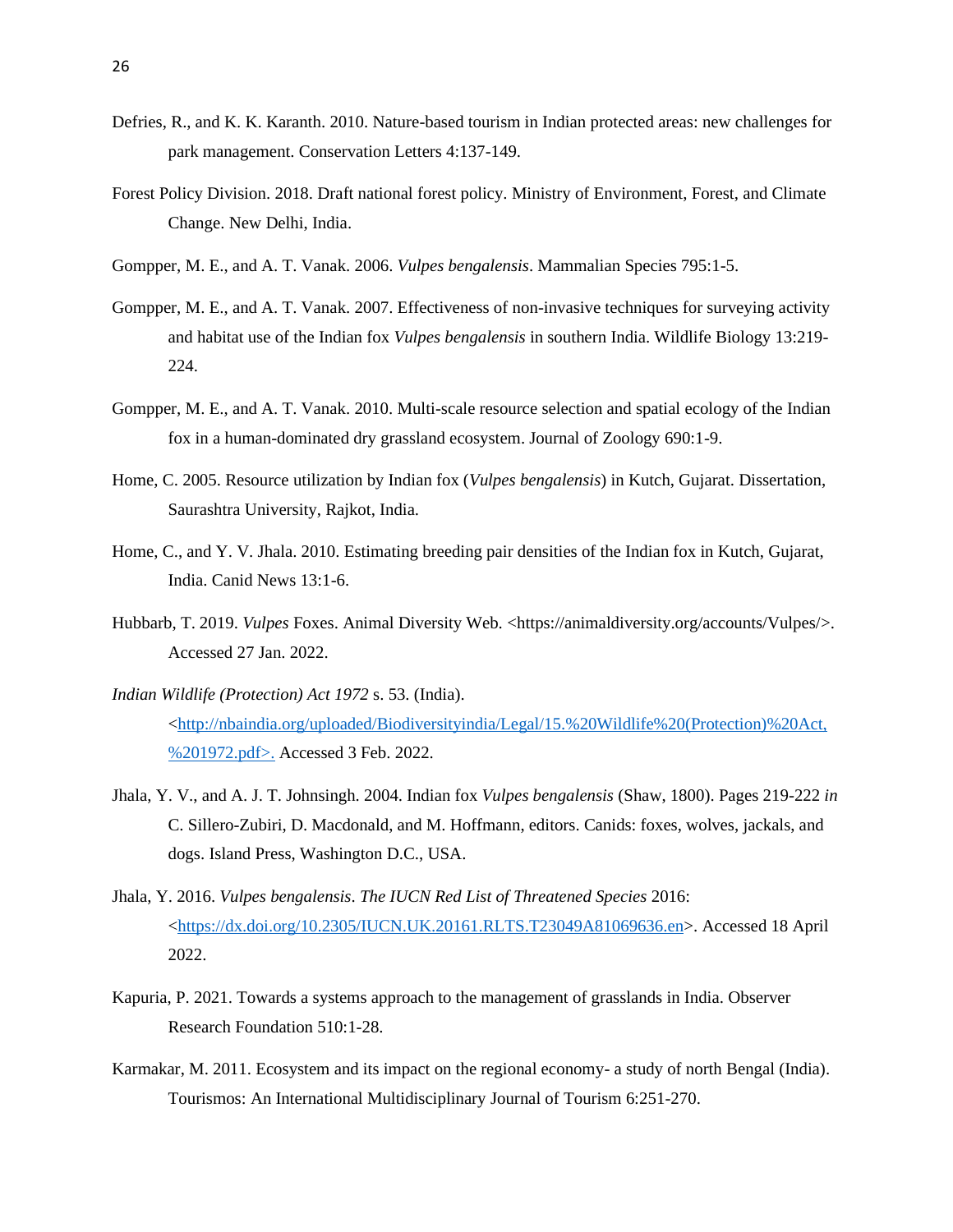Defries, R., and K. K. Karanth. 2010. Nature-based tourism in Indian protected areas: new challenges for park management. Conservation Letters 4:137-149.

Forest Policy Division. 2018. Draft national forest policy. Ministry of Environment, Forest, and Climate Change. New Delhi, India.

Gompper, M. E., and A. T. Vanak. 2006. *Vulpes bengalensis*. Mammalian Species 795:1-5.

Gompper, M. E., and A. T. Vanak. 2007. Effectiveness of non-invasive techniques for surveying activity and habitat use of the Indian fox *Vulpes bengalensis* in southern India. Wildlife Biology 13:219-224.

Gompper, M. E., and A. T. Vanak. 2010. Multi-scale resource selection and spatial ecology of the Indian fox in a human-dominated dry grassland ecosystem. Journal of Zoology 690:1-9.

Home, C. 2005. Resource utilization by Indian fox (*Vulpes bengalensis*) in Kutch, Gujarat. Dissertation, Saurashtra University, Rajkot, India.

Home, C., and Y. V. Jhala. 2010. Estimating breeding pair densities of the Indian fox in Kutch, Gujarat, India. Canid News 13:1-6.

Hubbarb, T. 2019. *Vulpes* Foxes. Animal Diversity Web. <https://animaldiversity.org/accounts/Vulpes/>. Accessed 27 Jan. 2022.

*Indian Wildlife (Protection) Act 1972* s. 53. (India). <http://nbaindia.org/uploaded/Biodiversityindia/Legal/15.%20Wildlife%20(Protection)%20Act,%201972.pdf>. Accessed 3 Feb. 2022.

Jhala, Y. V., and A. J. T. Johnsingh. 2004. Indian fox *Vulpes bengalensis* (Shaw, 1800). Pages 219-222 *in* C. Sillero-Zubiri, D. Macdonald, and M. Hoffmann, editors. Canids: foxes, wolves, jackals, and dogs. Island Press, Washington D.C., USA.

Jhala, Y. 2016. *Vulpes bengalensis*. *The IUCN Red List of Threatened Species* 2016: <https://dx.doi.org/10.2305/IUCN.UK.20161.RLTS.T23049A81069636.en>. Accessed 18 April 2022.

Kapuria, P. 2021. Towards a systems approach to the management of grasslands in India. Observer Research Foundation 510:1-28.

Karmakar, M. 2011. Ecosystem and its impact on the regional economy- a study of north Bengal (India). Tourismos: An International Multidisciplinary Journal of Tourism 6:251-270.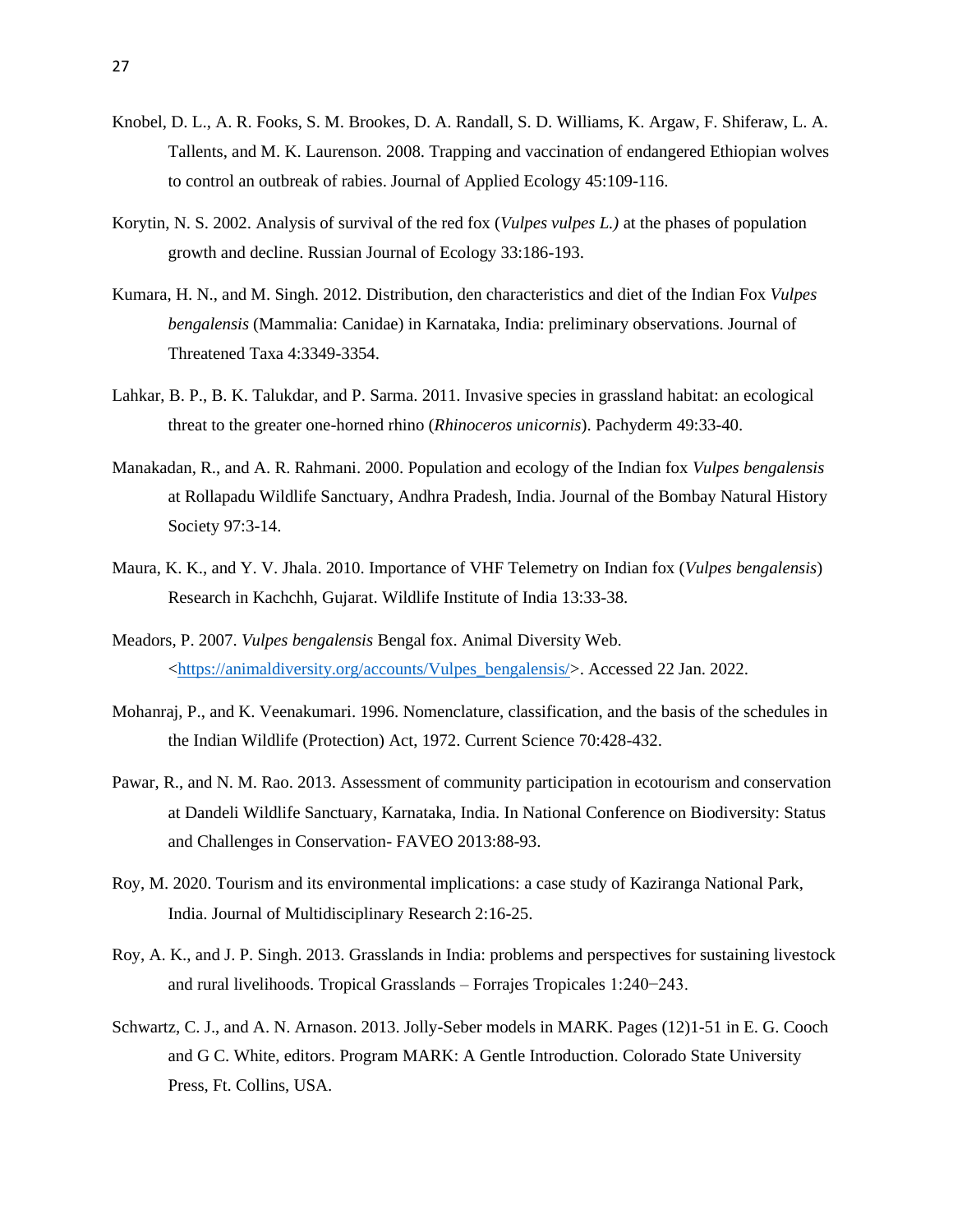Knobel, D. L., A. R. Fooks, S. M. Brookes, D. A. Randall, S. D. Williams, K. Argaw, F. Shiferaw, L. A. Tallents, and M. K. Laurenson. 2008. Trapping and vaccination of endangered Ethiopian wolves to control an outbreak of rabies. Journal of Applied Ecology 45:109-116.

Korytin, N. S. 2002. Analysis of survival of the red fox (*Vulpes vulpes L.)* at the phases of population growth and decline. Russian Journal of Ecology 33:186-193.

Kumara, H. N., and M. Singh. 2012. Distribution, den characteristics and diet of the Indian Fox *Vulpes bengalensis* (Mammalia: Canidae) in Karnataka, India: preliminary observations. Journal of Threatened Taxa 4:3349-3354.

Lahkar, B. P., B. K. Talukdar, and P. Sarma. 2011. Invasive species in grassland habitat: an ecological threat to the greater one-horned rhino (*Rhinoceros unicornis*). Pachyderm 49:33-40.

Manakadan, R., and A. R. Rahmani. 2000. Population and ecology of the Indian fox *Vulpes bengalensis* at Rollapadu Wildlife Sanctuary, Andhra Pradesh, India. Journal of the Bombay Natural History Society 97:3-14.

Maura, K. K., and Y. V. Jhala. 2010. Importance of VHF Telemetry on Indian fox (*Vulpes bengalensis*) Research in Kachchh, Gujarat. Wildlife Institute of India 13:33-38.

Meadors, P. 2007. *Vulpes bengalensis* Bengal fox. Animal Diversity Web. <https://animaldiversity.org/accounts/Vulpes_bengalensis/>. Accessed 22 Jan. 2022.

Mohanraj, P., and K. Veenakumari. 1996. Nomenclature, classification, and the basis of the schedules in the Indian Wildlife (Protection) Act, 1972. Current Science 70:428-432.

Pawar, R., and N. M. Rao. 2013. Assessment of community participation in ecotourism and conservation at Dandeli Wildlife Sanctuary, Karnataka, India. In National Conference on Biodiversity: Status and Challenges in Conservation- FAVEO 2013:88-93.

Roy, M. 2020. Tourism and its environmental implications: a case study of Kaziranga National Park, India. Journal of Multidisciplinary Research 2:16-25.

Roy, A. K., and J. P. Singh. 2013. Grasslands in India: problems and perspectives for sustaining livestock and rural livelihoods. Tropical Grasslands – Forrajes Tropicales 1:240−243.

Schwartz, C. J., and A. N. Arnason. 2013. Jolly-Seber models in MARK. Pages (12)1-51 in E. G. Cooch and G C. White, editors. Program MARK: A Gentle Introduction. Colorado State University Press, Ft. Collins, USA.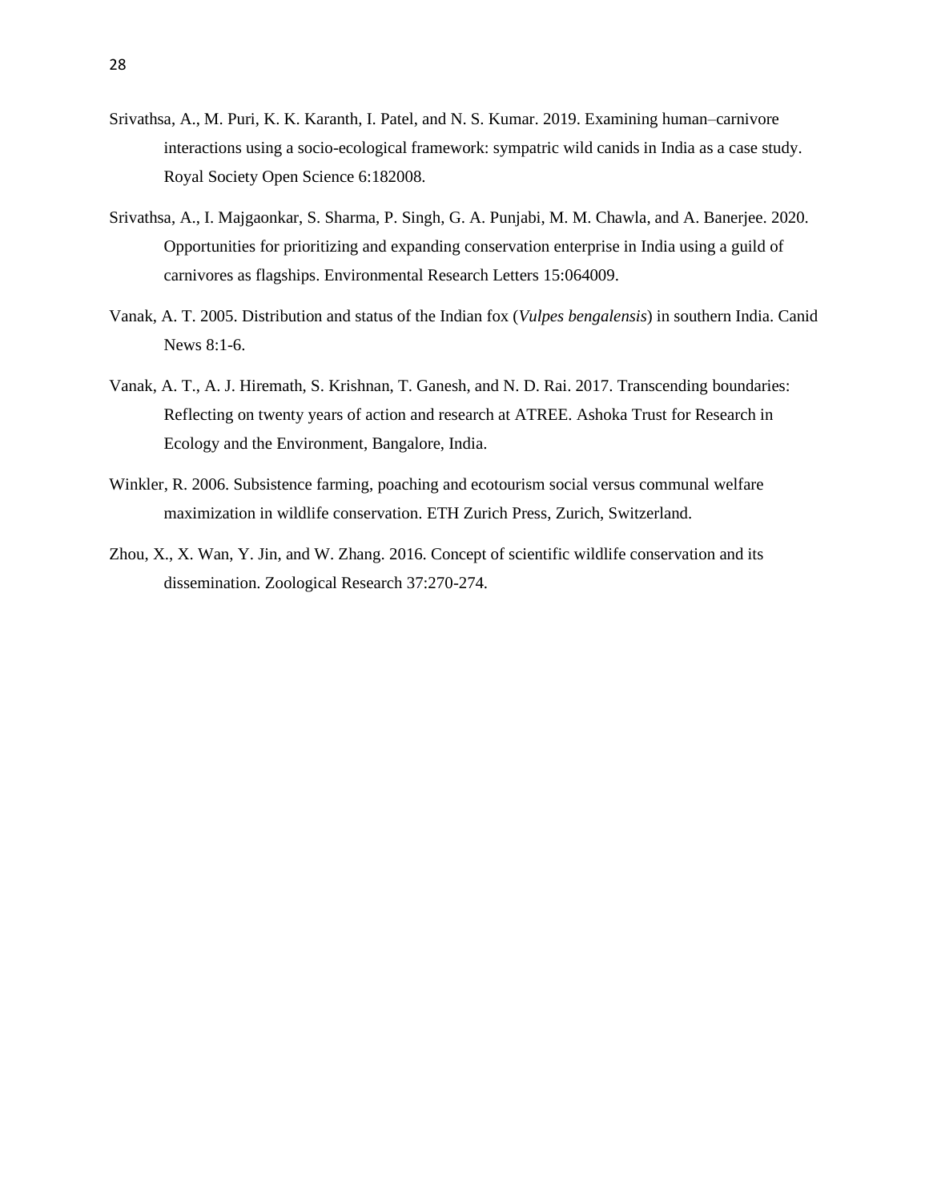Srivathsa, A., M. Puri, K. K. Karanth, I. Patel, and N. S. Kumar. 2019. Examining human–carnivore interactions using a socio-ecological framework: sympatric wild canids in India as a case study. Royal Society Open Science 6:182008.

Srivathsa, A., I. Majgaonkar, S. Sharma, P. Singh, G. A. Punjabi, M. M. Chawla, and A. Banerjee. 2020. Opportunities for prioritizing and expanding conservation enterprise in India using a guild of carnivores as flagships. Environmental Research Letters 15:064009.

Vanak, A. T. 2005. Distribution and status of the Indian fox (*Vulpes bengalensis*) in southern India. Canid News 8:1-6.

Vanak, A. T., A. J. Hiremath, S. Krishnan, T. Ganesh, and N. D. Rai. 2017. Transcending boundaries: Reflecting on twenty years of action and research at ATREE. Ashoka Trust for Research in Ecology and the Environment, Bangalore, India.

Winkler, R. 2006. Subsistence farming, poaching and ecotourism social versus communal welfare maximization in wildlife conservation. ETH Zurich Press, Zurich, Switzerland.

Zhou, X., X. Wan, Y. Jin, and W. Zhang. 2016. Concept of scientific wildlife conservation and its dissemination. Zoological Research 37:270-274.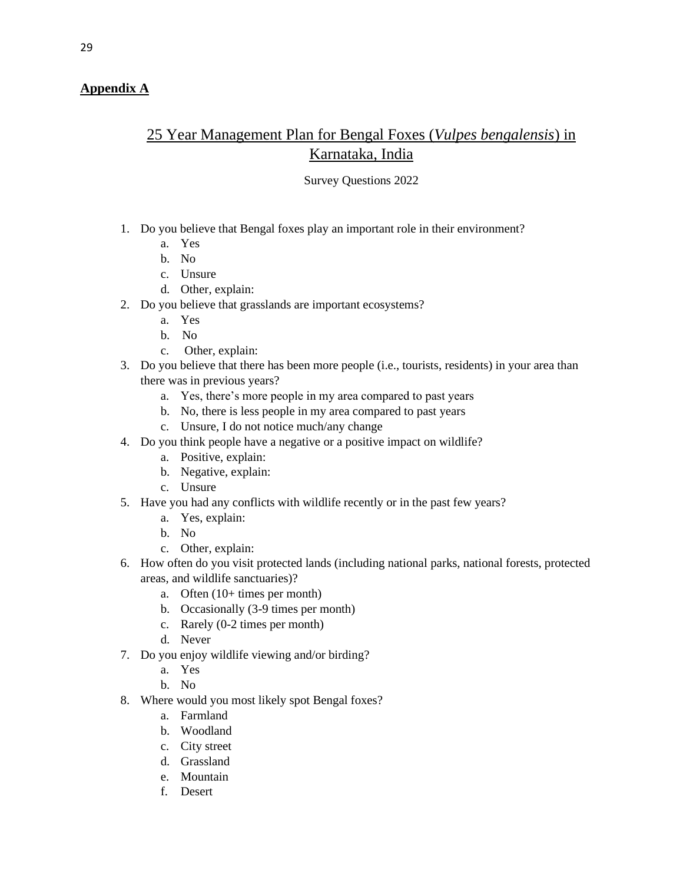**Appendix A**

# 25 Year Management Plan for Bengal Foxes (*Vulpes bengalensis*) in Karnataka, India

Survey Questions 2022

1. Do you believe that Bengal foxes play an important role in their environment?
   a. Yes
   b. No
   c. Unsure
   d. Other, explain:
2. Do you believe that grasslands are important ecosystems?
   a. Yes
   b. No
   c. Other, explain:
3. Do you believe that there has been more people (i.e., tourists, residents) in your area than there was in previous years?
   a. Yes, there's more people in my area compared to past years
   b. No, there is less people in my area compared to past years
   c. Unsure, I do not notice much/any change
4. Do you think people have a negative or a positive impact on wildlife?
   a. Positive, explain:
   b. Negative, explain:
   c. Unsure
5. Have you had any conflicts with wildlife recently or in the past few years?
   a. Yes, explain:
   b. No
   c. Other, explain:
6. How often do you visit protected lands (including national parks, national forests, protected areas, and wildlife sanctuaries)?
   a. Often (10+ times per month)
   b. Occasionally (3-9 times per month)
   c. Rarely (0-2 times per month)
   d. Never
7. Do you enjoy wildlife viewing and/or birding?
   a. Yes
   b. No
8. Where would you most likely spot Bengal foxes?
   a. Farmland
   b. Woodland
   c. City street
   d. Grassland
   e. Mountain
   f. Desert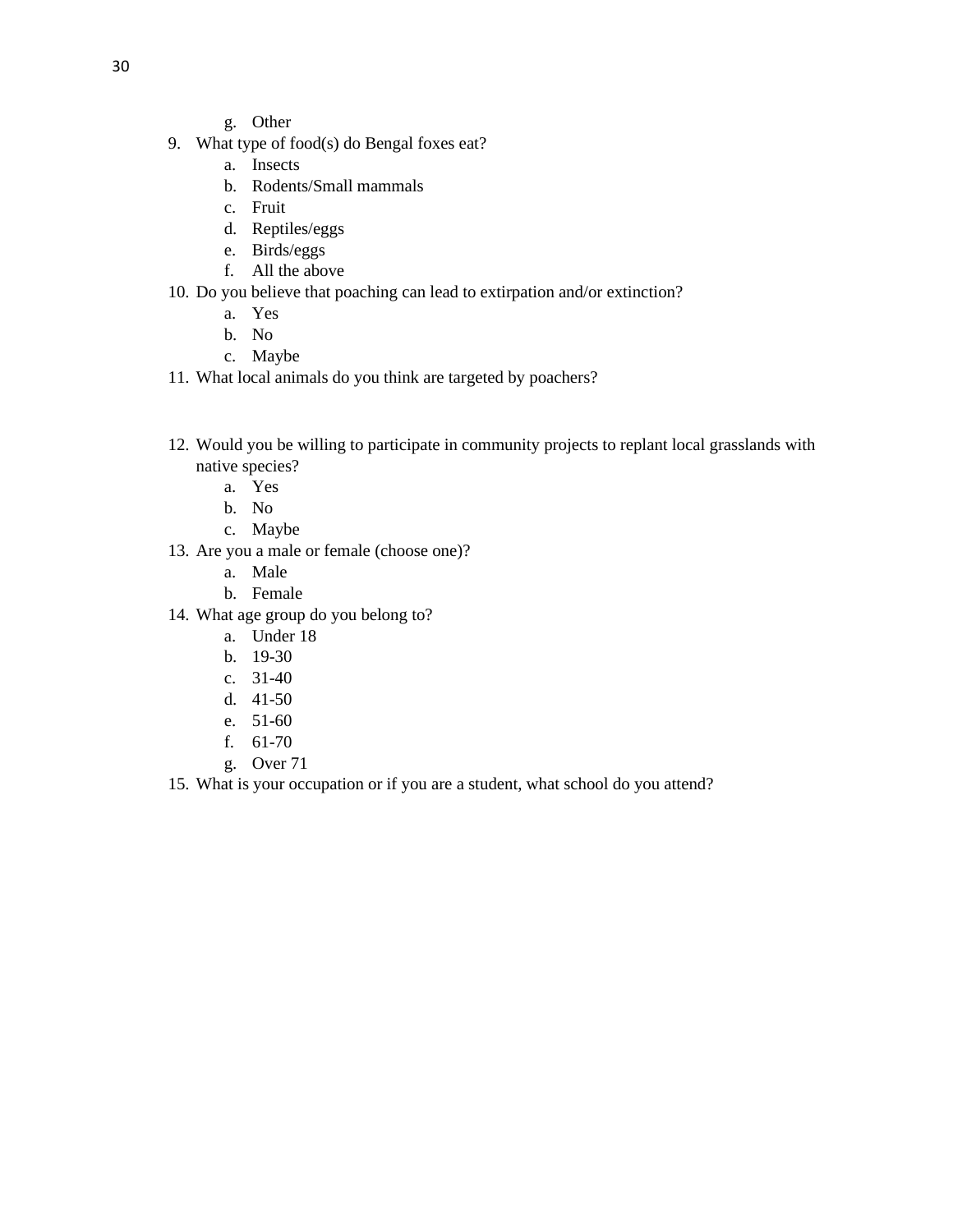g. Other

9. What type of food(s) do Bengal foxes eat?
   a. Insects
   b. Rodents/Small mammals
   c. Fruit
   d. Reptiles/eggs
   e. Birds/eggs
   f. All the above
10. Do you believe that poaching can lead to extirpation and/or extinction?
    a. Yes
    b. No
    c. Maybe
11. What local animals do you think are targeted by poachers?

12. Would you be willing to participate in community projects to replant local grasslands with native species?
    a. Yes
    b. No
    c. Maybe
13. Are you a male or female (choose one)?
    a. Male
    b. Female
14. What age group do you belong to?
    a. Under 18
    b. 19-30
    c. 31-40
    d. 41-50
    e. 51-60
    f. 61-70
    g. Over 71
15. What is your occupation or if you are a student, what school do you attend?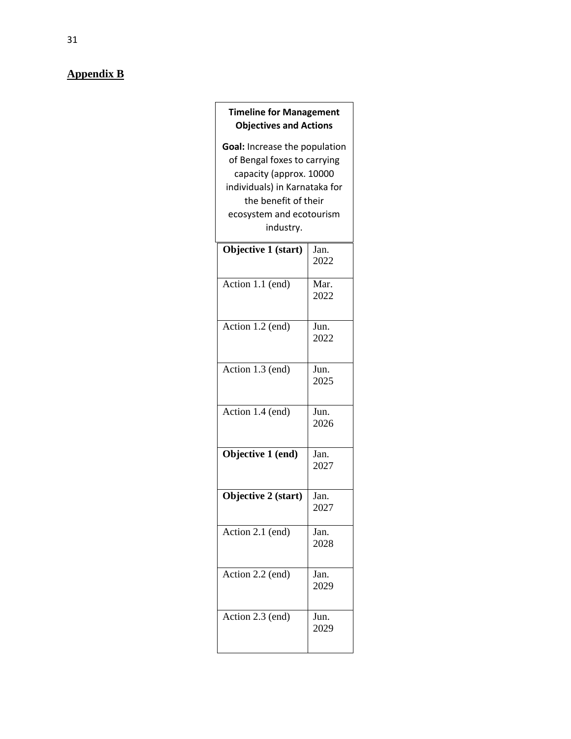## Appendix B

| **Timeline for Management Objectives and Actions**<br><br>**Goal:** Increase the population of Bengal foxes to carrying capacity (approx. 10000 individuals) in Karnataka for the benefit of their ecosystem and ecotourism industry. | |
|---|---|
| **Objective 1 (start)** | Jan. 2022 |
| Action 1.1 (end) | Mar. 2022 |
| Action 1.2 (end) | Jun. 2022 |
| Action 1.3 (end) | Jun. 2025 |
| Action 1.4 (end) | Jun. 2026 |
| **Objective 1 (end)** | Jan. 2027 |
| **Objective 2 (start)** | Jan. 2027 |
| Action 2.1 (end) | Jan. 2028 |
| Action 2.2 (end) | Jan. 2029 |
| Action 2.3 (end) | Jun. 2029 |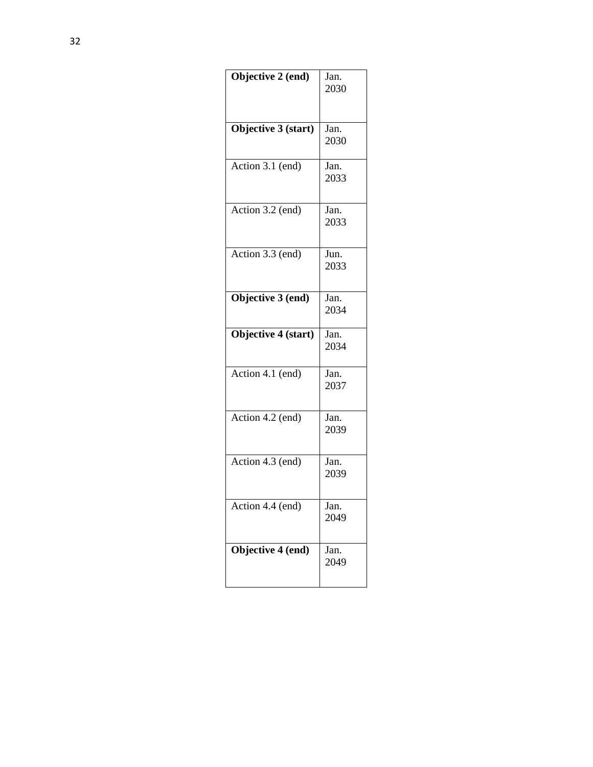| | |
|---|---|
| **Objective 2 (end)** | Jan. 2030 |
| **Objective 3 (start)** | Jan. 2030 |
| Action 3.1 (end) | Jan. 2033 |
| Action 3.2 (end) | Jan. 2033 |
| Action 3.3 (end) | Jun. 2033 |
| **Objective 3 (end)** | Jan. 2034 |
| **Objective 4 (start)** | Jan. 2034 |
| Action 4.1 (end) | Jan. 2037 |
| Action 4.2 (end) | Jan. 2039 |
| Action 4.3 (end) | Jan. 2039 |
| Action 4.4 (end) | Jan. 2049 |
| **Objective 4 (end)** | Jan. 2049 |